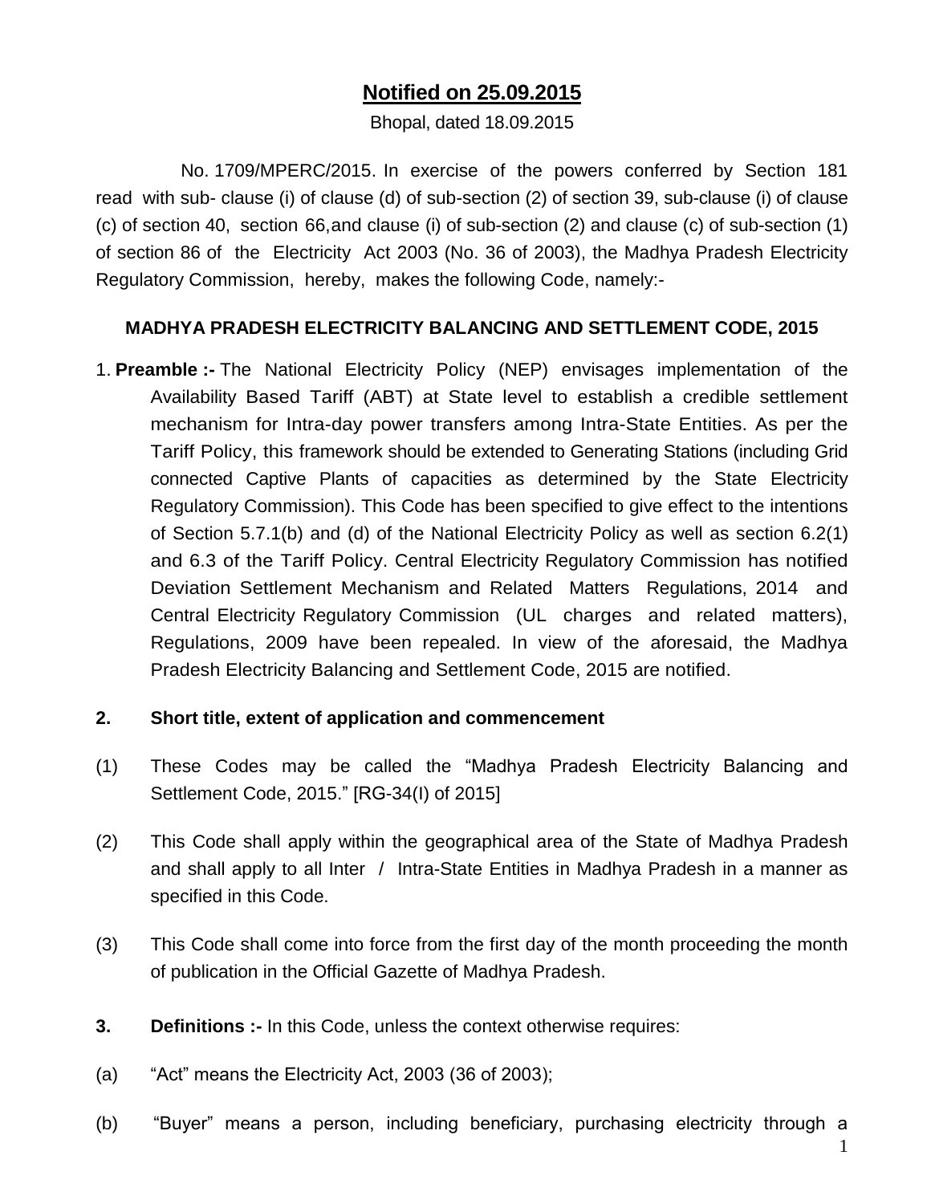**Notified on 25.09.2015**

Bhopal, dated 18.09.2015

No. 1709/MPERC/2015. In exercise of the powers conferred by Section 181 read with sub- clause (i) of clause (d) of sub-section (2) of section 39, sub-clause (i) of clause (c) of section 40, section 66,and clause (i) of sub-section (2) and clause (c) of sub-section (1) of section 86 of the Electricity Act 2003 (No. 36 of 2003), the Madhya Pradesh Electricity Regulatory Commission, hereby, makes the following Code, namely:-

## MADHYA PRADESH ELECTRICITY BALANCING AND SETTLEMENT CODE, 2015

1. **Preamble :-** The National Electricity Policy (NEP) envisages implementation of the Availability Based Tariff (ABT) at State level to establish a credible settlement mechanism for Intra-day power transfers among Intra-State Entities. As per the Tariff Policy, this framework should be extended to Generating Stations (including Grid connected Captive Plants of capacities as determined by the State Electricity Regulatory Commission). This Code has been specified to give effect to the intentions of Section 5.7.1(b) and (d) of the National Electricity Policy as well as section 6.2(1) and 6.3 of the Tariff Policy. Central Electricity Regulatory Commission has notified Deviation Settlement Mechanism and Related Matters Regulations, 2014 and Central Electricity Regulatory Commission (UL charges and related matters), Regulations, 2009 have been repealed. In view of the aforesaid, the Madhya Pradesh Electricity Balancing and Settlement Code, 2015 are notified.

**2. Short title, extent of application and commencement**

(1) These Codes may be called the “Madhya Pradesh Electricity Balancing and Settlement Code, 2015.” [RG-34(I) of 2015]

(2) This Code shall apply within the geographical area of the State of Madhya Pradesh and shall apply to all Inter / Intra-State Entities in Madhya Pradesh in a manner as specified in this Code.

(3) This Code shall come into force from the first day of the month proceeding the month of publication in the Official Gazette of Madhya Pradesh.

**3. Definitions :-** In this Code, unless the context otherwise requires:

(a) “Act” means the Electricity Act, 2003 (36 of 2003);

(b) “Buyer” means a person, including beneficiary, purchasing electricity through a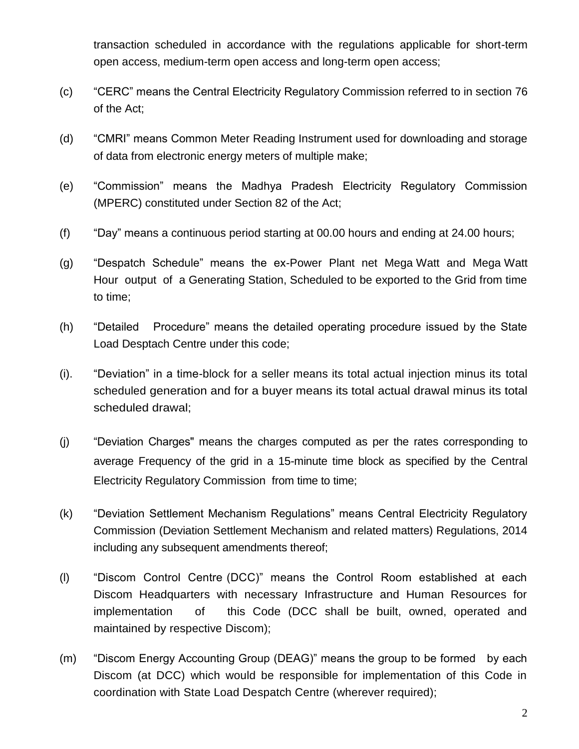transaction scheduled in accordance with the regulations applicable for short-term open access, medium-term open access and long-term open access;

(c) "CERC" means the Central Electricity Regulatory Commission referred to in section 76 of the Act;

(d) "CMRI" means Common Meter Reading Instrument used for downloading and storage of data from electronic energy meters of multiple make;

(e) "Commission" means the Madhya Pradesh Electricity Regulatory Commission (MPERC) constituted under Section 82 of the Act;

(f) "Day" means a continuous period starting at 00.00 hours and ending at 24.00 hours;

(g) "Despatch Schedule" means the ex-Power Plant net Mega Watt and Mega Watt Hour output of a Generating Station, Scheduled to be exported to the Grid from time to time;

(h) "Detailed Procedure" means the detailed operating procedure issued by the State Load Desptach Centre under this code;

(i). "Deviation" in a time-block for a seller means its total actual injection minus its total scheduled generation and for a buyer means its total actual drawal minus its total scheduled drawal;

(j) "Deviation Charges" means the charges computed as per the rates corresponding to average Frequency of the grid in a 15-minute time block as specified by the Central Electricity Regulatory Commission from time to time;

(k) "Deviation Settlement Mechanism Regulations" means Central Electricity Regulatory Commission (Deviation Settlement Mechanism and related matters) Regulations, 2014 including any subsequent amendments thereof;

(l) "Discom Control Centre (DCC)" means the Control Room established at each Discom Headquarters with necessary Infrastructure and Human Resources for implementation of this Code (DCC shall be built, owned, operated and maintained by respective Discom);

(m) "Discom Energy Accounting Group (DEAG)" means the group to be formed by each Discom (at DCC) which would be responsible for implementation of this Code in coordination with State Load Despatch Centre (wherever required);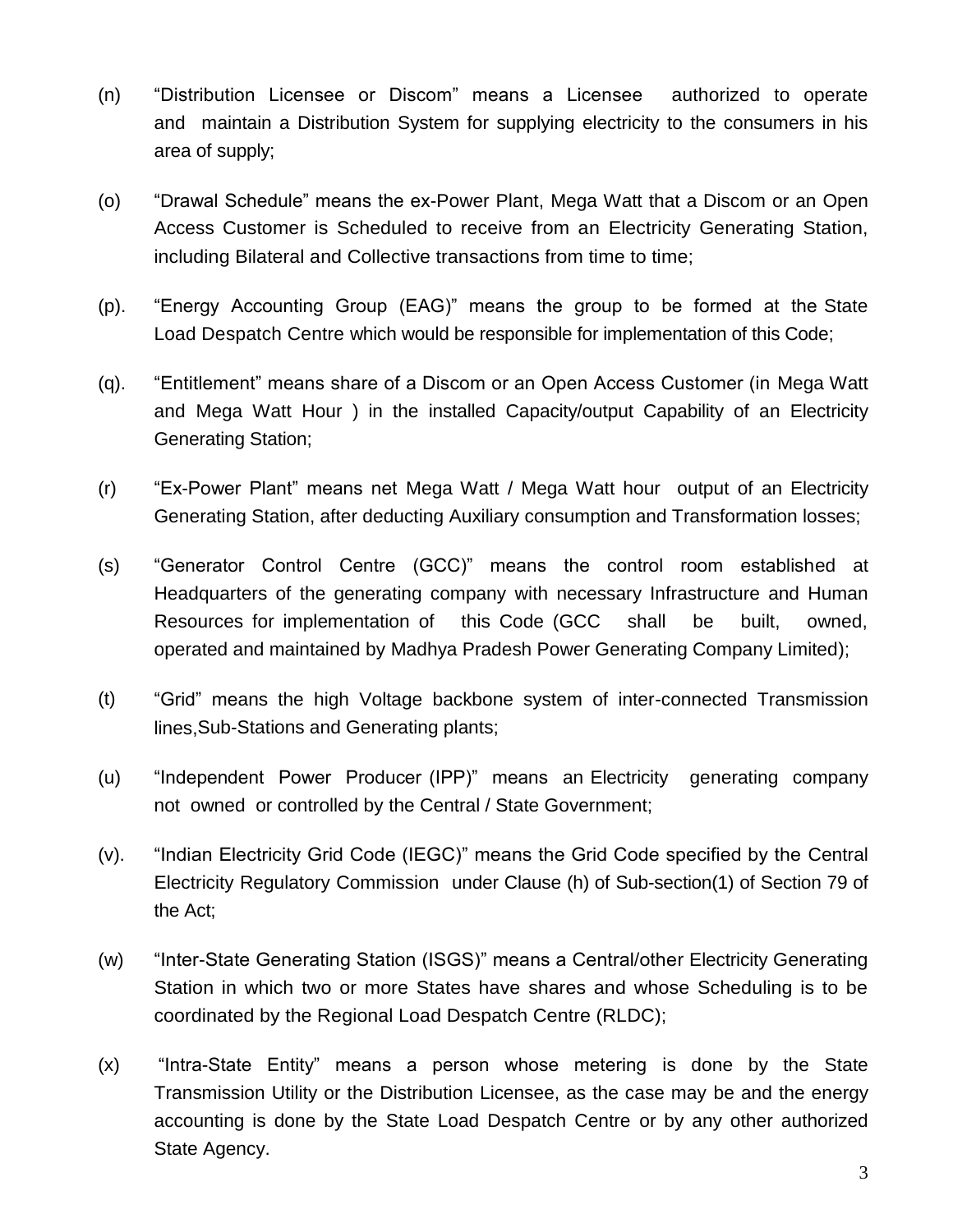(n) “Distribution Licensee or Discom” means a Licensee authorized to operate and maintain a Distribution System for supplying electricity to the consumers in his area of supply;

(o) “Drawal Schedule” means the ex-Power Plant, Mega Watt that a Discom or an Open Access Customer is Scheduled to receive from an Electricity Generating Station, including Bilateral and Collective transactions from time to time;

(p). “Energy Accounting Group (EAG)” means the group to be formed at the State Load Despatch Centre which would be responsible for implementation of this Code;

(q). “Entitlement” means share of a Discom or an Open Access Customer (in Mega Watt and Mega Watt Hour ) in the installed Capacity/output Capability of an Electricity Generating Station;

(r) “Ex-Power Plant” means net Mega Watt / Mega Watt hour output of an Electricity Generating Station, after deducting Auxiliary consumption and Transformation losses;

(s) “Generator Control Centre (GCC)” means the control room established at Headquarters of the generating company with necessary Infrastructure and Human Resources for implementation of this Code (GCC shall be built, owned, operated and maintained by Madhya Pradesh Power Generating Company Limited);

(t) “Grid” means the high Voltage backbone system of inter-connected Transmission lines,Sub-Stations and Generating plants;

(u) “Independent Power Producer (IPP)” means an Electricity generating company not owned or controlled by the Central / State Government;

(v). “Indian Electricity Grid Code (IEGC)” means the Grid Code specified by the Central Electricity Regulatory Commission under Clause (h) of Sub-section(1) of Section 79 of the Act;

(w) “Inter-State Generating Station (ISGS)” means a Central/other Electricity Generating Station in which two or more States have shares and whose Scheduling is to be coordinated by the Regional Load Despatch Centre (RLDC);

(x) “Intra-State Entity” means a person whose metering is done by the State Transmission Utility or the Distribution Licensee, as the case may be and the energy accounting is done by the State Load Despatch Centre or by any other authorized State Agency.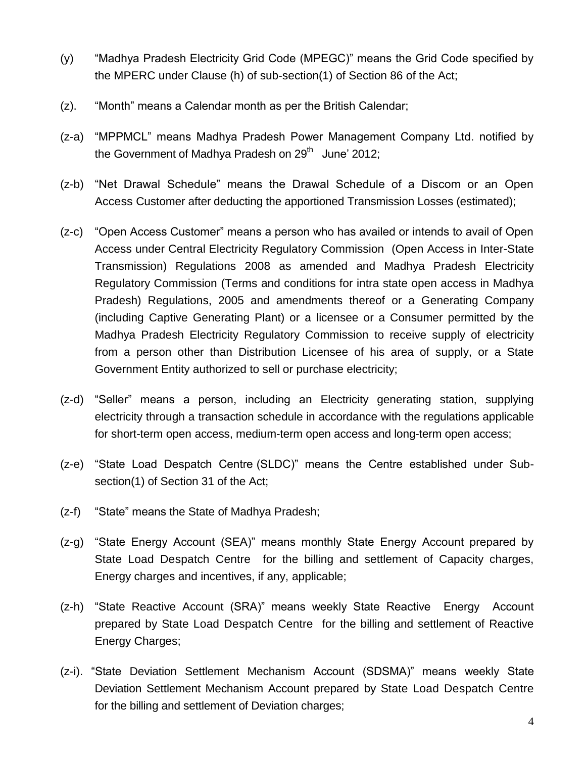(y) "Madhya Pradesh Electricity Grid Code (MPEGC)" means the Grid Code specified by the MPERC under Clause (h) of sub-section(1) of Section 86 of the Act;

(z). "Month" means a Calendar month as per the British Calendar;

(z-a) "MPPMCL" means Madhya Pradesh Power Management Company Ltd. notified by the Government of Madhya Pradesh on $29^{th}$ June' 2012;

(z-b) "Net Drawal Schedule" means the Drawal Schedule of a Discom or an Open Access Customer after deducting the apportioned Transmission Losses (estimated);

(z-c) "Open Access Customer" means a person who has availed or intends to avail of Open Access under Central Electricity Regulatory Commission (Open Access in Inter-State Transmission) Regulations 2008 as amended and Madhya Pradesh Electricity Regulatory Commission (Terms and conditions for intra state open access in Madhya Pradesh) Regulations, 2005 and amendments thereof or a Generating Company (including Captive Generating Plant) or a licensee or a Consumer permitted by the Madhya Pradesh Electricity Regulatory Commission to receive supply of electricity from a person other than Distribution Licensee of his area of supply, or a State Government Entity authorized to sell or purchase electricity;

(z-d) "Seller" means a person, including an Electricity generating station, supplying electricity through a transaction schedule in accordance with the regulations applicable for short-term open access, medium-term open access and long-term open access;

(z-e) "State Load Despatch Centre (SLDC)" means the Centre established under Sub-section(1) of Section 31 of the Act;

(z-f) "State" means the State of Madhya Pradesh;

(z-g) "State Energy Account (SEA)" means monthly State Energy Account prepared by State Load Despatch Centre for the billing and settlement of Capacity charges, Energy charges and incentives, if any, applicable;

(z-h) "State Reactive Account (SRA)" means weekly State Reactive Energy Account prepared by State Load Despatch Centre for the billing and settlement of Reactive Energy Charges;

(z-i). "State Deviation Settlement Mechanism Account (SDSMA)" means weekly State Deviation Settlement Mechanism Account prepared by State Load Despatch Centre for the billing and settlement of Deviation charges;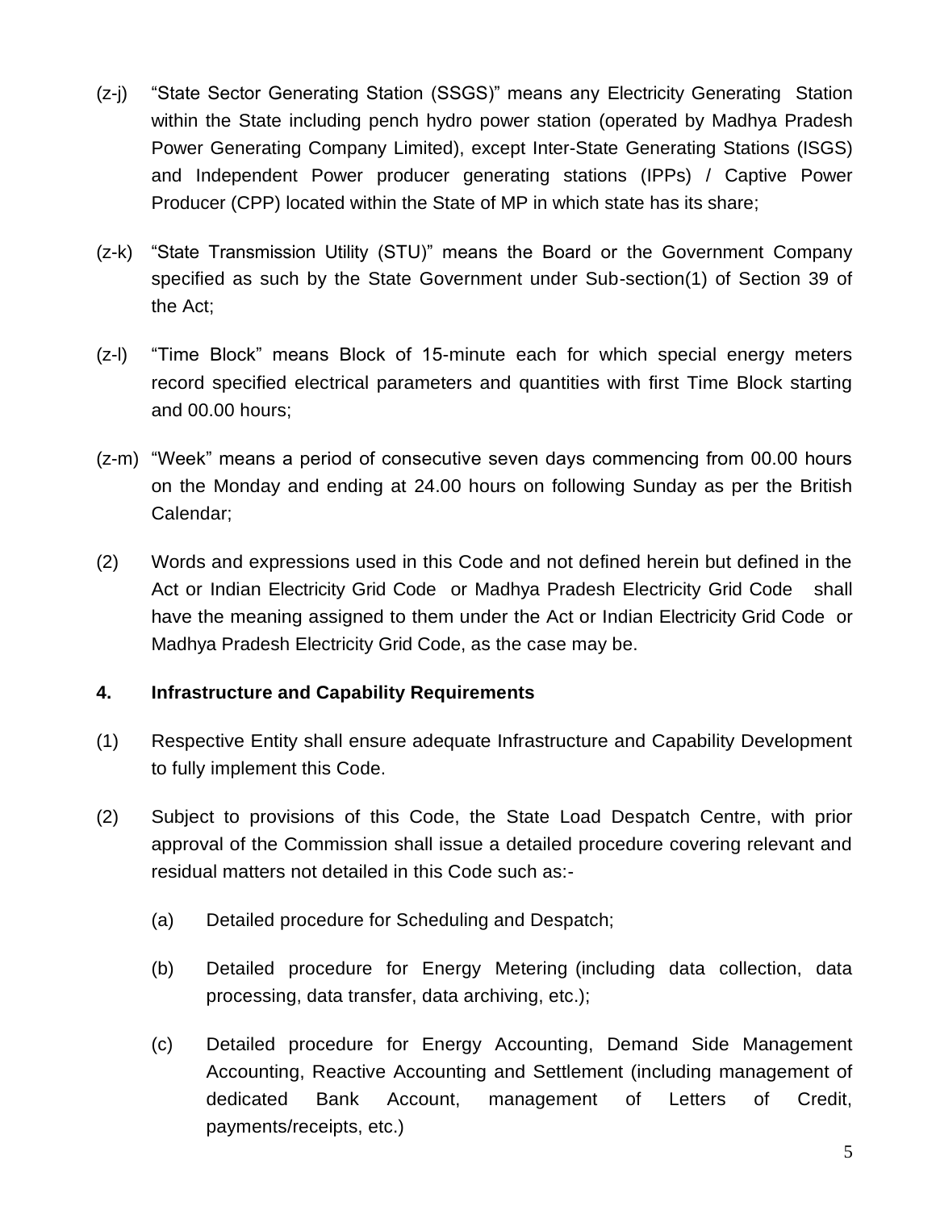(z-j) "State Sector Generating Station (SSGS)" means any Electricity Generating Station within the State including pench hydro power station (operated by Madhya Pradesh Power Generating Company Limited), except Inter-State Generating Stations (ISGS) and Independent Power producer generating stations (IPPs) / Captive Power Producer (CPP) located within the State of MP in which state has its share;

(z-k) "State Transmission Utility (STU)" means the Board or the Government Company specified as such by the State Government under Sub-section(1) of Section 39 of the Act;

(z-l) "Time Block" means Block of 15-minute each for which special energy meters record specified electrical parameters and quantities with first Time Block starting and 00.00 hours;

(z-m) "Week" means a period of consecutive seven days commencing from 00.00 hours on the Monday and ending at 24.00 hours on following Sunday as per the British Calendar;

(2) Words and expressions used in this Code and not defined herein but defined in the Act or Indian Electricity Grid Code or Madhya Pradesh Electricity Grid Code shall have the meaning assigned to them under the Act or Indian Electricity Grid Code or Madhya Pradesh Electricity Grid Code, as the case may be.

**4. Infrastructure and Capability Requirements**

(1) Respective Entity shall ensure adequate Infrastructure and Capability Development to fully implement this Code.

(2) Subject to provisions of this Code, the State Load Despatch Centre, with prior approval of the Commission shall issue a detailed procedure covering relevant and residual matters not detailed in this Code such as:-

(a) Detailed procedure for Scheduling and Despatch;

(b) Detailed procedure for Energy Metering (including data collection, data processing, data transfer, data archiving, etc.);

(c) Detailed procedure for Energy Accounting, Demand Side Management Accounting, Reactive Accounting and Settlement (including management of dedicated Bank Account, management of Letters of Credit, payments/receipts, etc.)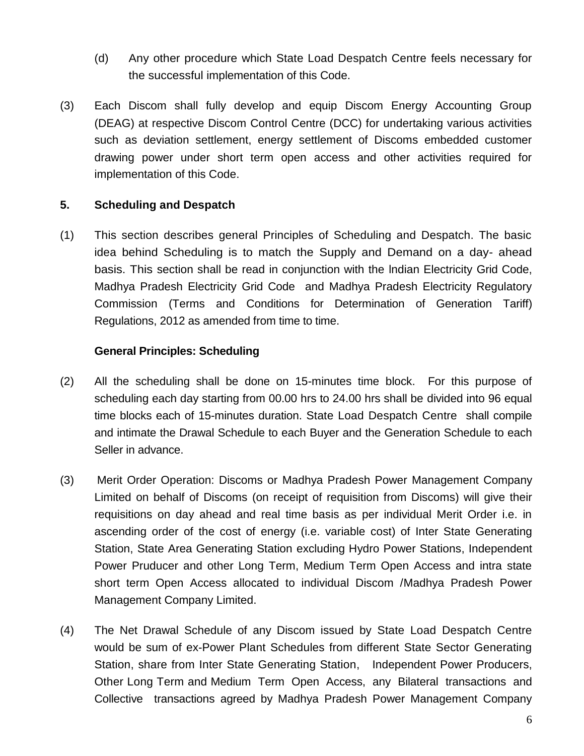(d) Any other procedure which State Load Despatch Centre feels necessary for the successful implementation of this Code.

(3) Each Discom shall fully develop and equip Discom Energy Accounting Group (DEAG) at respective Discom Control Centre (DCC) for undertaking various activities such as deviation settlement, energy settlement of Discoms embedded customer drawing power under short term open access and other activities required for implementation of this Code.

## 5. Scheduling and Despatch

(1) This section describes general Principles of Scheduling and Despatch. The basic idea behind Scheduling is to match the Supply and Demand on a day- ahead basis. This section shall be read in conjunction with the Indian Electricity Grid Code, Madhya Pradesh Electricity Grid Code and Madhya Pradesh Electricity Regulatory Commission (Terms and Conditions for Determination of Generation Tariff) Regulations, 2012 as amended from time to time.

**General Principles: Scheduling**

(2) All the scheduling shall be done on 15-minutes time block. For this purpose of scheduling each day starting from 00.00 hrs to 24.00 hrs shall be divided into 96 equal time blocks each of 15-minutes duration. State Load Despatch Centre shall compile and intimate the Drawal Schedule to each Buyer and the Generation Schedule to each Seller in advance.

(3) Merit Order Operation: Discoms or Madhya Pradesh Power Management Company Limited on behalf of Discoms (on receipt of requisition from Discoms) will give their requisitions on day ahead and real time basis as per individual Merit Order i.e. in ascending order of the cost of energy (i.e. variable cost) of Inter State Generating Station, State Area Generating Station excluding Hydro Power Stations, Independent Power Pruducer and other Long Term, Medium Term Open Access and intra state short term Open Access allocated to individual Discom /Madhya Pradesh Power Management Company Limited.

(4) The Net Drawal Schedule of any Discom issued by State Load Despatch Centre would be sum of ex-Power Plant Schedules from different State Sector Generating Station, share from Inter State Generating Station, Independent Power Producers, Other Long Term and Medium Term Open Access, any Bilateral transactions and Collective transactions agreed by Madhya Pradesh Power Management Company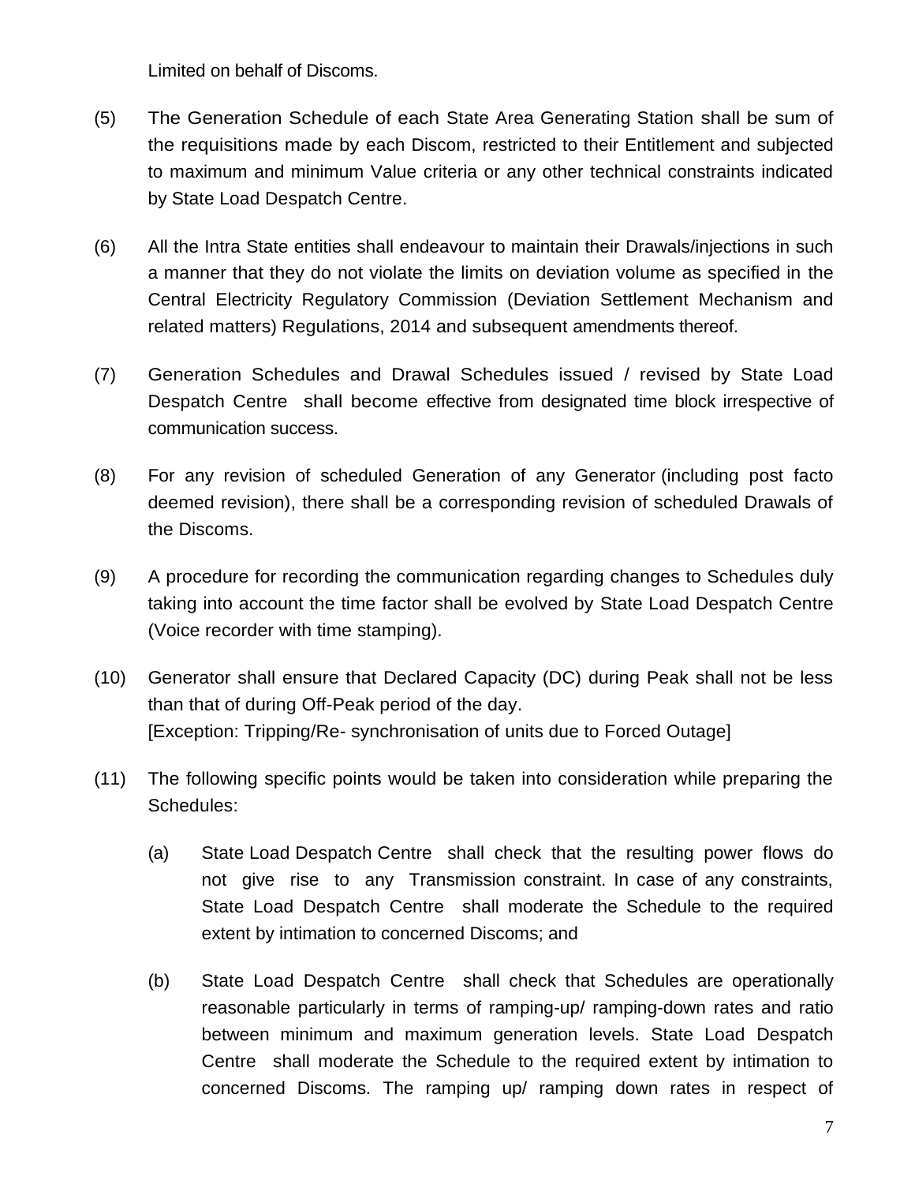Limited on behalf of Discoms.

(5) The Generation Schedule of each State Area Generating Station shall be sum of the requisitions made by each Discom, restricted to their Entitlement and subjected to maximum and minimum Value criteria or any other technical constraints indicated by State Load Despatch Centre.

(6) All the Intra State entities shall endeavour to maintain their Drawals/injections in such a manner that they do not violate the limits on deviation volume as specified in the Central Electricity Regulatory Commission (Deviation Settlement Mechanism and related matters) Regulations, 2014 and subsequent amendments thereof.

(7) Generation Schedules and Drawal Schedules issued / revised by State Load Despatch Centre shall become effective from designated time block irrespective of communication success.

(8) For any revision of scheduled Generation of any Generator (including post facto deemed revision), there shall be a corresponding revision of scheduled Drawals of the Discoms.

(9) A procedure for recording the communication regarding changes to Schedules duly taking into account the time factor shall be evolved by State Load Despatch Centre (Voice recorder with time stamping).

(10) Generator shall ensure that Declared Capacity (DC) during Peak shall not be less than that of during Off-Peak period of the day.
[Exception: Tripping/Re- synchronisation of units due to Forced Outage]

(11) The following specific points would be taken into consideration while preparing the Schedules:

(a) State Load Despatch Centre shall check that the resulting power flows do not give rise to any Transmission constraint. In case of any constraints, State Load Despatch Centre shall moderate the Schedule to the required extent by intimation to concerned Discoms; and

(b) State Load Despatch Centre shall check that Schedules are operationally reasonable particularly in terms of ramping-up/ ramping-down rates and ratio between minimum and maximum generation levels. State Load Despatch Centre shall moderate the Schedule to the required extent by intimation to concerned Discoms. The ramping up/ ramping down rates in respect of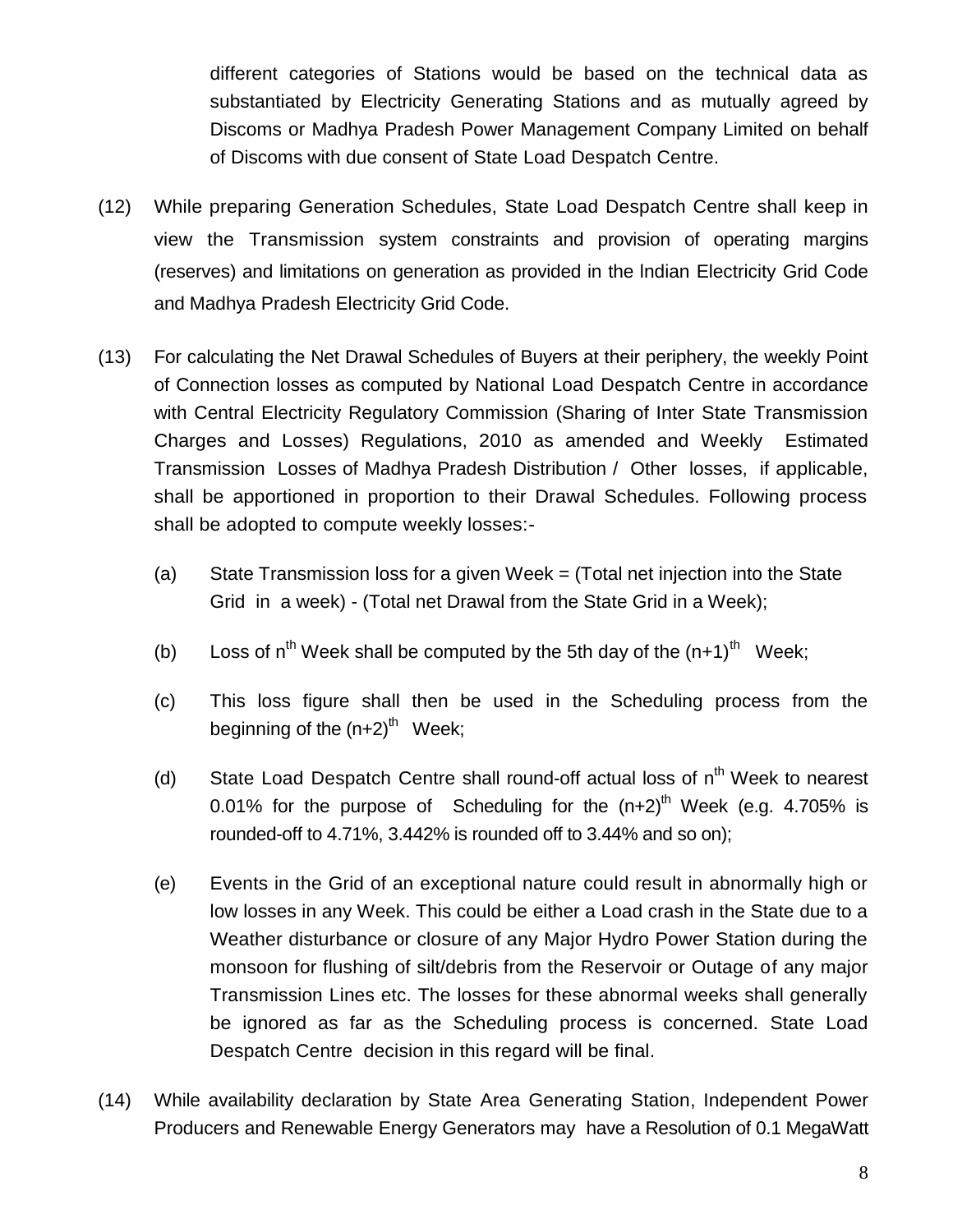different categories of Stations would be based on the technical data as substantiated by Electricity Generating Stations and as mutually agreed by Discoms or Madhya Pradesh Power Management Company Limited on behalf of Discoms with due consent of State Load Despatch Centre.

(12) While preparing Generation Schedules, State Load Despatch Centre shall keep in view the Transmission system constraints and provision of operating margins (reserves) and limitations on generation as provided in the lndian Electricity Grid Code and Madhya Pradesh Electricity Grid Code.

(13) For calculating the Net Drawal Schedules of Buyers at their periphery, the weekly Point of Connection losses as computed by National Load Despatch Centre in accordance with Central Electricity Regulatory Commission (Sharing of Inter State Transmission Charges and Losses) Regulations, 2010 as amended and Weekly Estimated Transmission Losses of Madhya Pradesh Distribution / Other losses, if applicable, shall be apportioned in proportion to their Drawal Schedules. Following process shall be adopted to compute weekly losses:-

(a) State Transmission loss for a given Week = (Total net injection into the State Grid in a week) - (Total net Drawal from the State Grid in a Week);

(b) Loss of $n^{th}$ Week shall be computed by the 5th day of the $(n+1)^{th}$ Week;

(c) This loss figure shall then be used in the Scheduling process from the beginning of the $(n+2)^{th}$ Week;

(d) State Load Despatch Centre shall round-off actual loss of $n^{th}$ Week to nearest 0.01% for the purpose of Scheduling for the $(n+2)^{th}$ Week (e.g. 4.705% is rounded-off to 4.71%, 3.442% is rounded off to 3.44% and so on);

(e) Events in the Grid of an exceptional nature could result in abnormally high or low losses in any Week. This could be either a Load crash in the State due to a Weather disturbance or closure of any Major Hydro Power Station during the monsoon for flushing of silt/debris from the Reservoir or Outage of any major Transmission Lines etc. The losses for these abnormal weeks shall generally be ignored as far as the Scheduling process is concerned. State Load Despatch Centre decision in this regard will be final.

(14) While availability declaration by State Area Generating Station, Independent Power Producers and Renewable Energy Generators may have a Resolution of 0.1 MegaWatt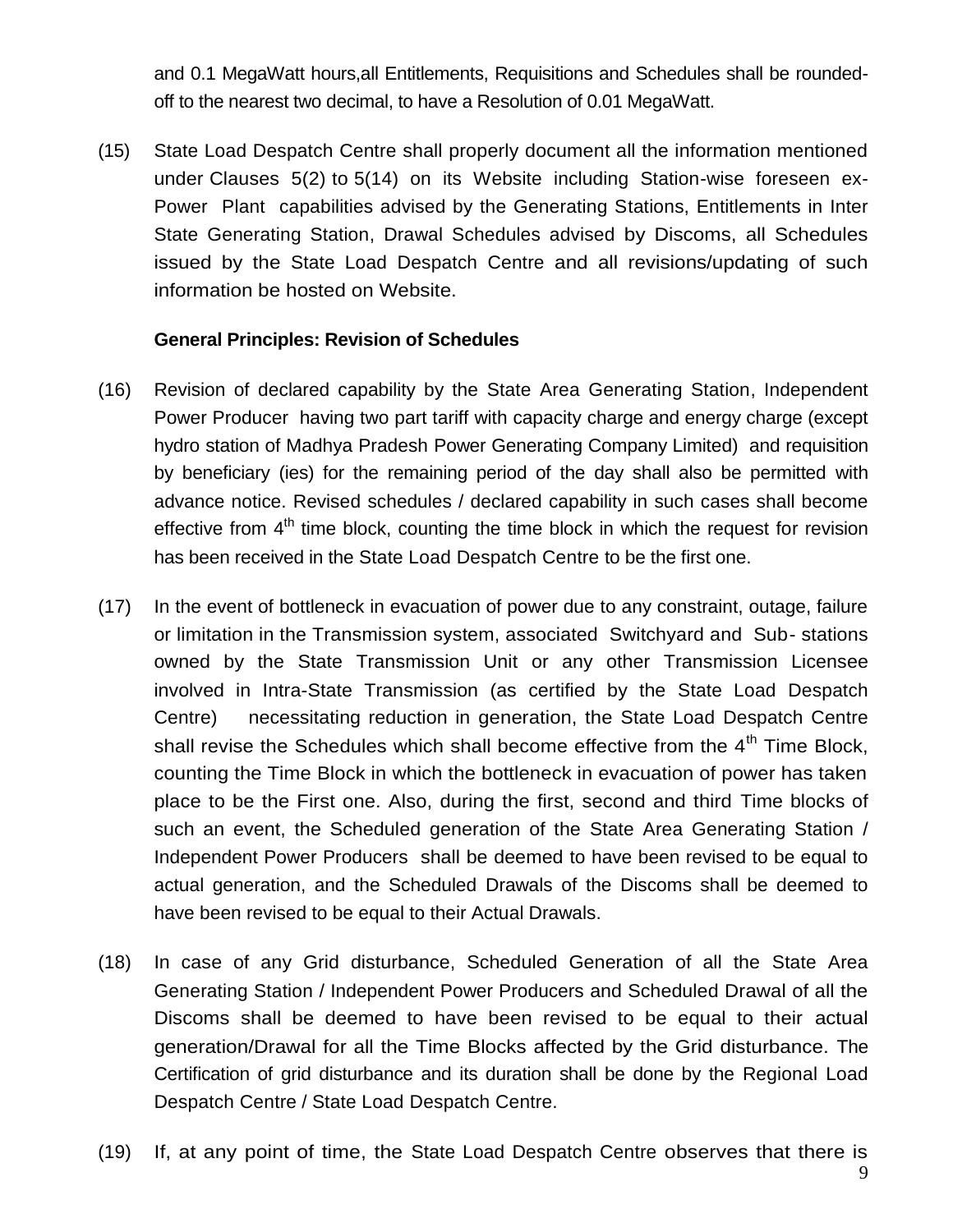and 0.1 MegaWatt hours,all Entitlements, Requisitions and Schedules shall be rounded-off to the nearest two decimal, to have a Resolution of 0.01 MegaWatt.

(15) State Load Despatch Centre shall properly document all the information mentioned under Clauses 5(2) to 5(14) on its Website including Station-wise foreseen ex-Power Plant capabilities advised by the Generating Stations, Entitlements in Inter State Generating Station, Drawal Schedules advised by Discoms, all Schedules issued by the State Load Despatch Centre and all revisions/updating of such information be hosted on Website.

**General Principles: Revision of Schedules**

(16) Revision of declared capability by the State Area Generating Station, Independent Power Producer having two part tariff with capacity charge and energy charge (except hydro station of Madhya Pradesh Power Generating Company Limited) and requisition by beneficiary (ies) for the remaining period of the day shall also be permitted with advance notice. Revised schedules / declared capability in such cases shall become effective from 4th time block, counting the time block in which the request for revision has been received in the State Load Despatch Centre to be the first one.

(17) In the event of bottleneck in evacuation of power due to any constraint, outage, failure or limitation in the Transmission system, associated Switchyard and Sub- stations owned by the State Transmission Unit or any other Transmission Licensee involved in Intra-State Transmission (as certified by the State Load Despatch Centre) necessitating reduction in generation, the State Load Despatch Centre shall revise the Schedules which shall become effective from the 4th Time Block, counting the Time Block in which the bottleneck in evacuation of power has taken place to be the First one. Also, during the first, second and third Time blocks of such an event, the Scheduled generation of the State Area Generating Station / Independent Power Producers shall be deemed to have been revised to be equal to actual generation, and the Scheduled Drawals of the Discoms shall be deemed to have been revised to be equal to their Actual Drawals.

(18) In case of any Grid disturbance, Scheduled Generation of all the State Area Generating Station / Independent Power Producers and Scheduled Drawal of all the Discoms shall be deemed to have been revised to be equal to their actual generation/Drawal for all the Time Blocks affected by the Grid disturbance. The Certification of grid disturbance and its duration shall be done by the Regional Load Despatch Centre / State Load Despatch Centre.

(19) If, at any point of time, the State Load Despatch Centre observes that there is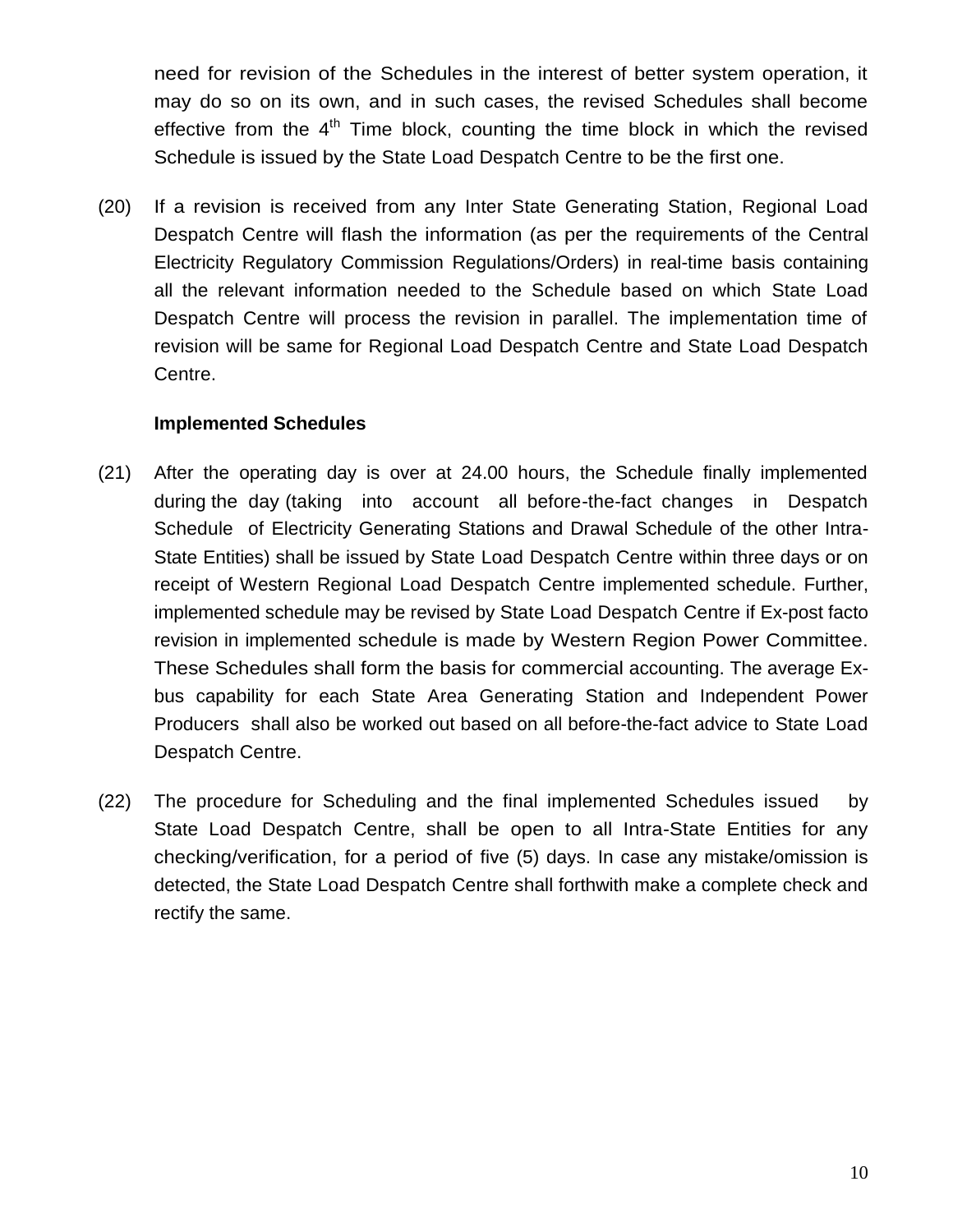need for revision of the Schedules in the interest of better system operation, it may do so on its own, and in such cases, the revised Schedules shall become effective from the 4$^{th}$ Time block, counting the time block in which the revised Schedule is issued by the State Load Despatch Centre to be the first one.

(20) If a revision is received from any Inter State Generating Station, Regional Load Despatch Centre will flash the information (as per the requirements of the Central Electricity Regulatory Commission Regulations/Orders) in real-time basis containing all the relevant information needed to the Schedule based on which State Load Despatch Centre will process the revision in parallel. The implementation time of revision will be same for Regional Load Despatch Centre and State Load Despatch Centre.

**Implemented Schedules**

(21) After the operating day is over at 24.00 hours, the Schedule finally implemented during the day (taking into account all before-the-fact changes in Despatch Schedule of Electricity Generating Stations and Drawal Schedule of the other Intra-State Entities) shall be issued by State Load Despatch Centre within three days or on receipt of Western Regional Load Despatch Centre implemented schedule. Further, implemented schedule may be revised by State Load Despatch Centre if Ex-post facto revision in implemented schedule is made by Western Region Power Committee. These Schedules shall form the basis for commercial accounting. The average Ex-bus capability for each State Area Generating Station and Independent Power Producers shall also be worked out based on all before-the-fact advice to State Load Despatch Centre.

(22) The procedure for Scheduling and the final implemented Schedules issued by State Load Despatch Centre, shall be open to all Intra-State Entities for any checking/verification, for a period of five (5) days. In case any mistake/omission is detected, the State Load Despatch Centre shall forthwith make a complete check and rectify the same.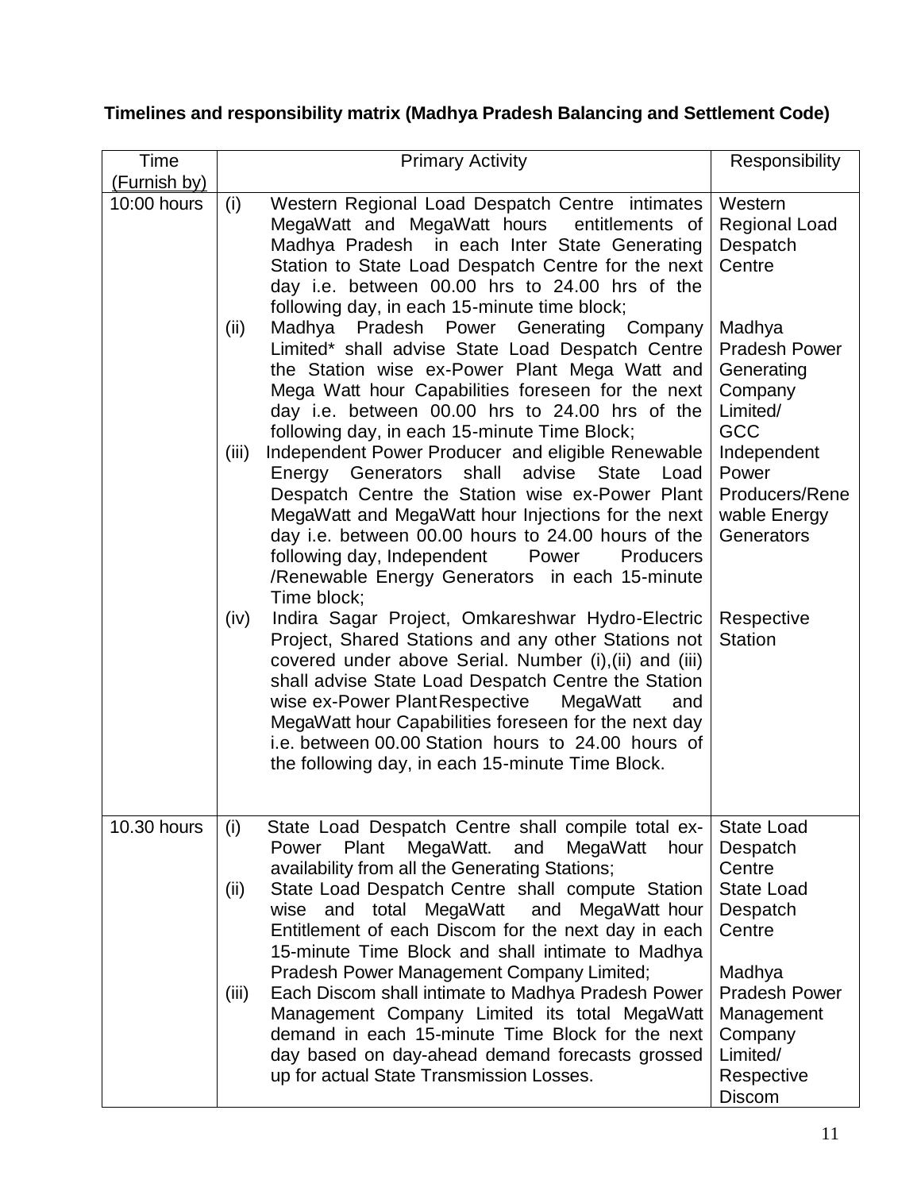**Timelines and responsibility matrix (Madhya Pradesh Balancing and Settlement Code)**

| Time (Furnish by) | Primary Activity | Responsibility |
|---|---|---|
| 10:00 hours | (i) Western Regional Load Despatch Centre intimates MegaWatt and MegaWatt hours entitlements of Madhya Pradesh in each Inter State Generating Station to State Load Despatch Centre for the next day i.e. between 00.00 hrs to 24.00 hrs of the following day, in each 15-minute time block; | Western Regional Load Despatch Centre |
| | (ii) Madhya Pradesh Power Generating Company Limited* shall advise State Load Despatch Centre the Station wise ex-Power Plant Mega Watt and Mega Watt hour Capabilities foreseen for the next day i.e. between 00.00 hrs to 24.00 hrs of the following day, in each 15-minute Time Block; | Madhya Pradesh Power Generating Company Limited/ GCC |
| | (iii) Independent Power Producer and eligible Renewable Energy Generators shall advise State Load Despatch Centre the Station wise ex-Power Plant MegaWatt and MegaWatt hour Injections for the next day i.e. between 00.00 hours to 24.00 hours of the following day, Independent Power Producers /Renewable Energy Generators in each 15-minute Time block; | Independent Power Producers/Renewable Energy Generators |
| | (iv) Indira Sagar Project, Omkareshwar Hydro-Electric Project, Shared Stations and any other Stations not covered under above Serial. Number (i),(ii) and (iii) shall advise State Load Despatch Centre the Station wise ex-Power Plant MegaWatt and MegaWatt hour Capabilities foreseen for the next day i.e. between 00.00 hours to 24.00 hours of the following day, in each 15-minute Time Block. | Respective Station |
| 10.30 hours | (i) State Load Despatch Centre shall compile total ex-Power Plant MegaWatt. and MegaWatt hour availability from all the Generating Stations; | State Load Despatch Centre |
| | (ii) State Load Despatch Centre shall compute Station wise and total MegaWatt and MegaWatt hour Entitlement of each Discom for the next day in each 15-minute Time Block and shall intimate to Madhya Pradesh Power Management Company Limited; | State Load Despatch Centre |
| | (iii) Each Discom shall intimate to Madhya Pradesh Power Management Company Limited its total MegaWatt demand in each 15-minute Time Block for the next day based on day-ahead demand forecasts grossed up for actual State Transmission Losses. | Madhya Pradesh Power Management Company Limited/ Respective Discom |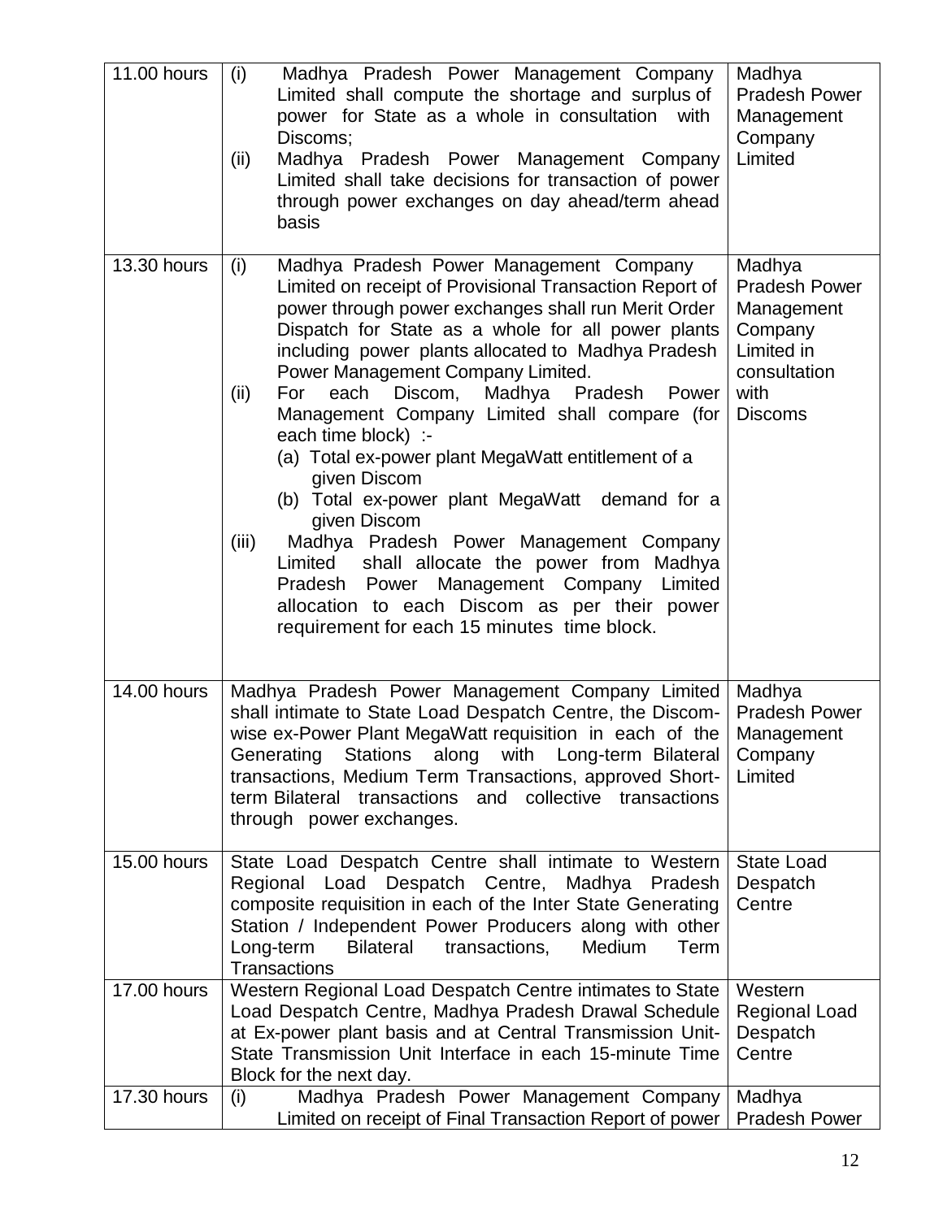| | | |
|---|---|---|
| 11.00 hours | (i) Madhya Pradesh Power Management Company Limited shall compute the shortage and surplus of power for State as a whole in consultation with Discoms;<br>(ii) Madhya Pradesh Power Management Company Limited shall take decisions for transaction of power through power exchanges on day ahead/term ahead basis | Madhya Pradesh Power Management Company Limited |
| 13.30 hours | (i) Madhya Pradesh Power Management Company Limited on receipt of Provisional Transaction Report of power through power exchanges shall run Merit Order Dispatch for State as a whole for all power plants including power plants allocated to Madhya Pradesh Power Management Company Limited.<br>(ii) For each Discom, Madhya Pradesh Power Management Company Limited shall compare (for each time block) :-<br>(a) Total ex-power plant MegaWatt entitlement of a given Discom<br>(b) Total ex-power plant MegaWatt demand for a given Discom<br>(iii) Madhya Pradesh Power Management Company Limited shall allocate the power from Madhya Pradesh Power Management Company Limited allocation to each Discom as per their power requirement for each 15 minutes time block. | Madhya Pradesh Power Management Company Limited in consultation with Discoms |
| 14.00 hours | Madhya Pradesh Power Management Company Limited shall intimate to State Load Despatch Centre, the Discom-wise ex-Power Plant MegaWatt requisition in each of the Generating Stations along with Long-term Bilateral transactions, Medium Term Transactions, approved Short-term Bilateral transactions and collective transactions through power exchanges. | Madhya Pradesh Power Management Company Limited |
| 15.00 hours | State Load Despatch Centre shall intimate to Western Regional Load Despatch Centre, Madhya Pradesh composite requisition in each of the Inter State Generating Station / Independent Power Producers along with other Long-term Bilateral transactions, Medium Term Transactions | State Load Despatch Centre |
| 17.00 hours | Western Regional Load Despatch Centre intimates to State Load Despatch Centre, Madhya Pradesh Drawal Schedule at Ex-power plant basis and at Central Transmission Unit-State Transmission Unit Interface in each 15-minute Time Block for the next day. | Western Regional Load Despatch Centre |
| 17.30 hours | (i) Madhya Pradesh Power Management Company Limited on receipt of Final Transaction Report of power | Madhya Pradesh Power |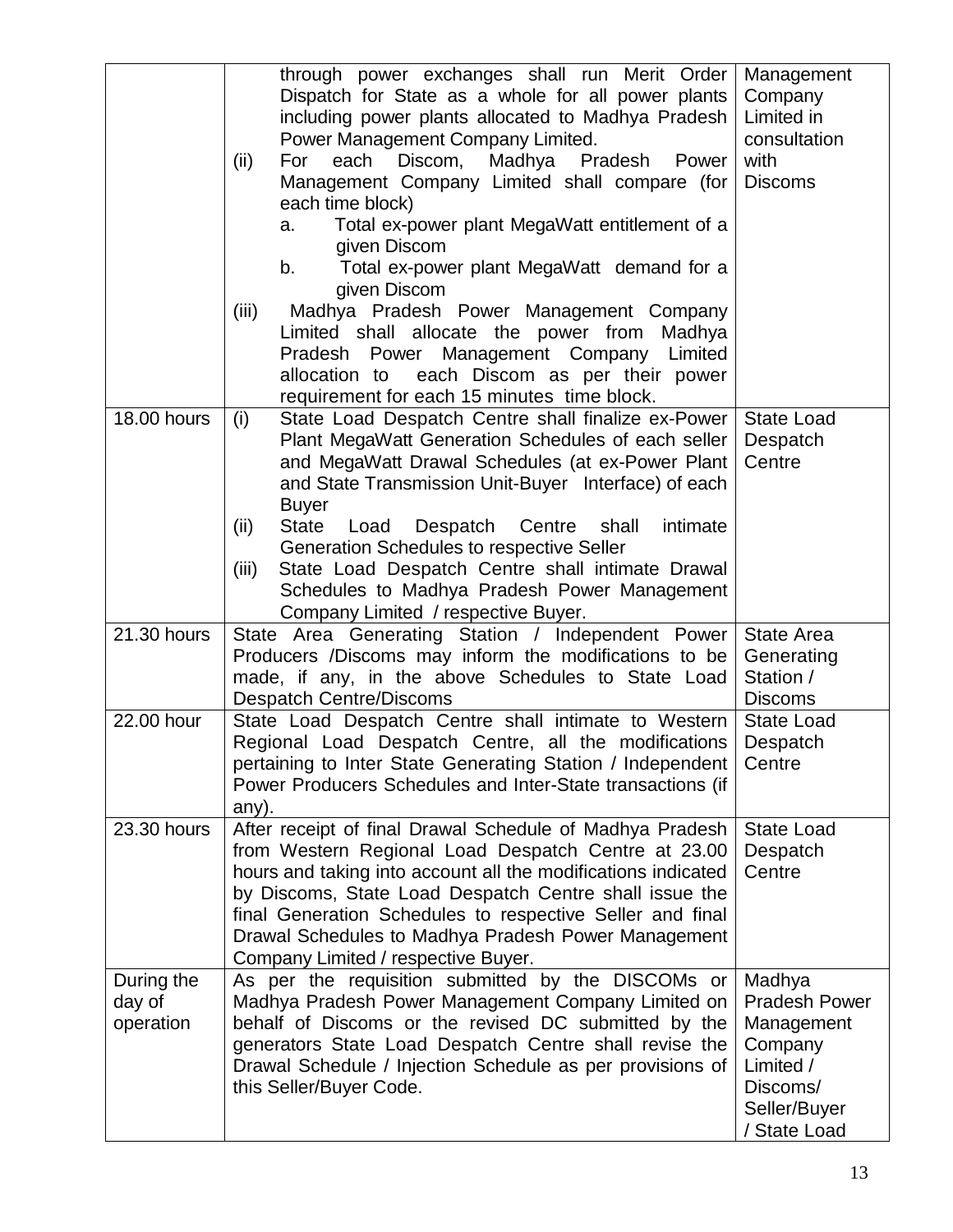| | | |
|---|---|---|
| | through power exchanges shall run Merit Order Dispatch for State as a whole for all power plants including power plants allocated to Madhya Pradesh Power Management Company Limited.<br>(ii) For each Discom, Madhya Pradesh Power Management Company Limited shall compare (for each time block)<br>a. Total ex-power plant MegaWatt entitlement of a given Discom<br>b. Total ex-power plant MegaWatt demand for a given Discom<br>(iii) Madhya Pradesh Power Management Company Limited shall allocate the power from Madhya Pradesh Power Management Company Limited allocation to each Discom as per their power requirement for each 15 minutes time block. | Management Company Limited in consultation with Discoms |
| 18.00 hours | (i) State Load Despatch Centre shall finalize ex-Power Plant MegaWatt Generation Schedules of each seller and MegaWatt Drawal Schedules (at ex-Power Plant and State Transmission Unit-Buyer Interface) of each Buyer<br>(ii) State Load Despatch Centre shall intimate Generation Schedules to respective Seller<br>(iii) State Load Despatch Centre shall intimate Drawal Schedules to Madhya Pradesh Power Management Company Limited / respective Buyer. | State Load Despatch Centre |
| 21.30 hours | State Area Generating Station / Independent Power Producers /Discoms may inform the modifications to be made, if any, in the above Schedules to State Load Despatch Centre/Discoms | State Area Generating Station / Discoms |
| 22.00 hour | State Load Despatch Centre shall intimate to Western Regional Load Despatch Centre, all the modifications pertaining to Inter State Generating Station / Independent Power Producers Schedules and Inter-State transactions (if any). | State Load Despatch Centre |
| 23.30 hours | After receipt of final Drawal Schedule of Madhya Pradesh from Western Regional Load Despatch Centre at 23.00 hours and taking into account all the modifications indicated by Discoms, State Load Despatch Centre shall issue the final Generation Schedules to respective Seller and final Drawal Schedules to Madhya Pradesh Power Management Company Limited / respective Buyer. | State Load Despatch Centre |
| During the day of operation | As per the requisition submitted by the DISCOMs or Madhya Pradesh Power Management Company Limited on behalf of Discoms or the revised DC submitted by the generators State Load Despatch Centre shall revise the Drawal Schedule / Injection Schedule as per provisions of this Seller/Buyer Code. | Madhya Pradesh Power Management Company Limited / Discoms/ Seller/Buyer / State Load |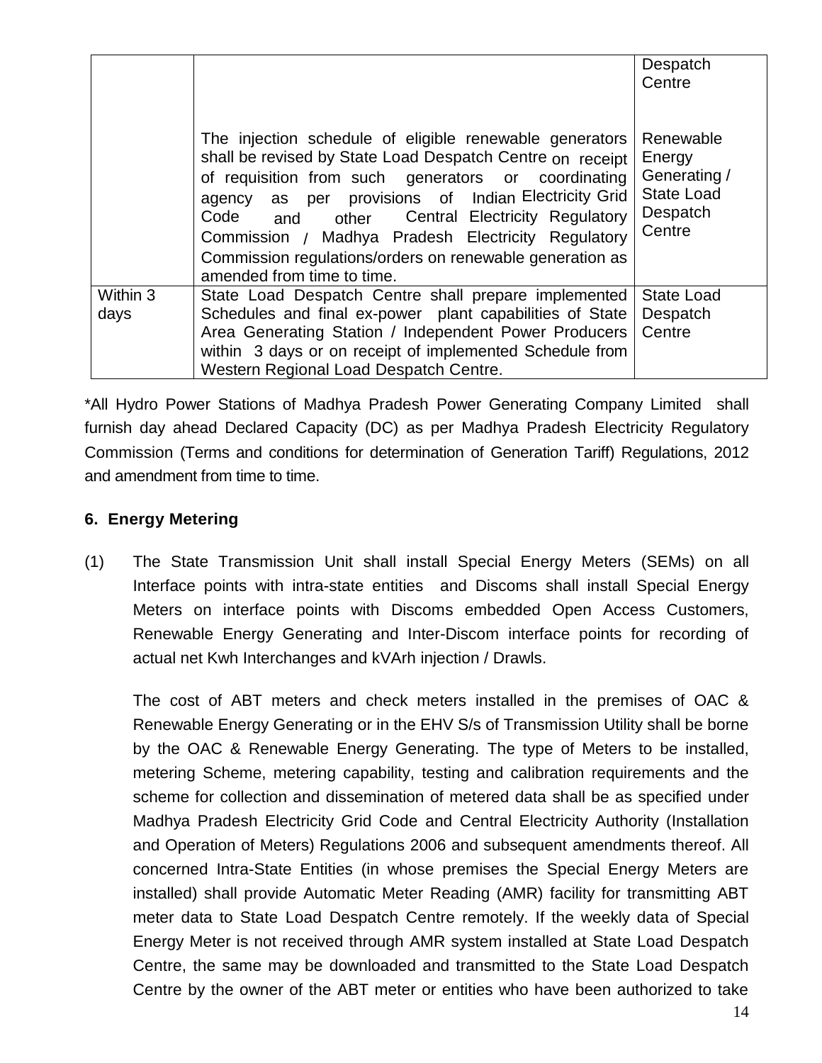| | | |
|---|---|---|
| | | Despatch Centre |
| | The injection schedule of eligible renewable generators shall be revised by State Load Despatch Centre on receipt of requisition from such generators or coordinating agency as per provisions of Indian Electricity Grid Code and other Central Electricity Regulatory Commission / Madhya Pradesh Electricity Regulatory Commission regulations/orders on renewable generation as amended from time to time. | Renewable Energy Generating / State Load Despatch Centre |
| Within 3 days | State Load Despatch Centre shall prepare implemented Schedules and final ex-power plant capabilities of State Area Generating Station / Independent Power Producers within 3 days or on receipt of implemented Schedule from Western Regional Load Despatch Centre. | State Load Despatch Centre |

*All Hydro Power Stations of Madhya Pradesh Power Generating Company Limited shall furnish day ahead Declared Capacity (DC) as per Madhya Pradesh Electricity Regulatory Commission (Terms and conditions for determination of Generation Tariff) Regulations, 2012 and amendment from time to time.

### 6. Energy Metering

(1) The State Transmission Unit shall install Special Energy Meters (SEMs) on all Interface points with intra-state entities and Discoms shall install Special Energy Meters on interface points with Discoms embedded Open Access Customers, Renewable Energy Generating and Inter-Discom interface points for recording of actual net Kwh Interchanges and kVArh injection / Drawls.

The cost of ABT meters and check meters installed in the premises of OAC & Renewable Energy Generating or in the EHV S/s of Transmission Utility shall be borne by the OAC & Renewable Energy Generating. The type of Meters to be installed, metering Scheme, metering capability, testing and calibration requirements and the scheme for collection and dissemination of metered data shall be as specified under Madhya Pradesh Electricity Grid Code and Central Electricity Authority (Installation and Operation of Meters) Regulations 2006 and subsequent amendments thereof. All concerned Intra-State Entities (in whose premises the Special Energy Meters are installed) shall provide Automatic Meter Reading (AMR) facility for transmitting ABT meter data to State Load Despatch Centre remotely. If the weekly data of Special Energy Meter is not received through AMR system installed at State Load Despatch Centre, the same may be downloaded and transmitted to the State Load Despatch Centre by the owner of the ABT meter or entities who have been authorized to take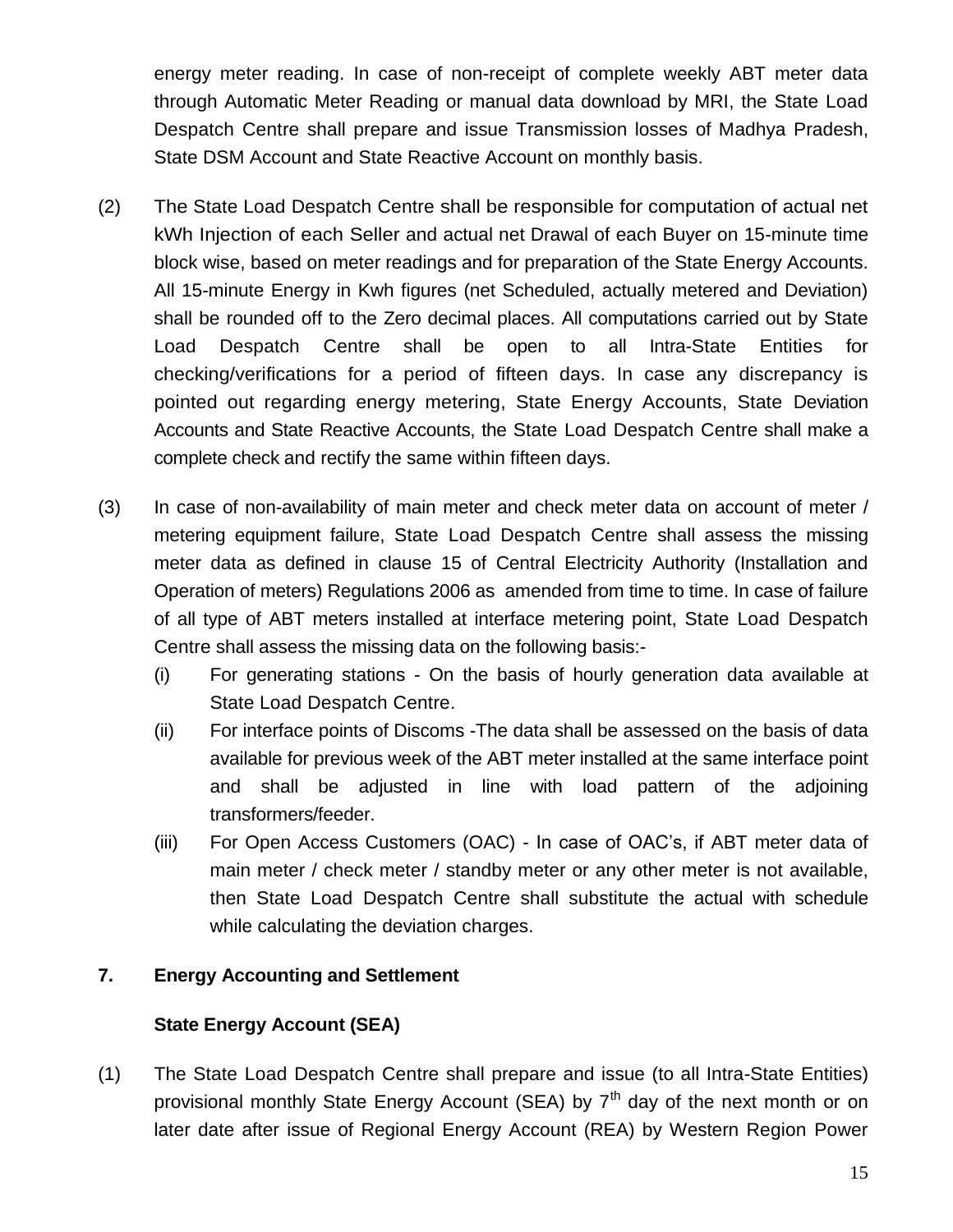energy meter reading. In case of non-receipt of complete weekly ABT meter data through Automatic Meter Reading or manual data download by MRI, the State Load Despatch Centre shall prepare and issue Transmission losses of Madhya Pradesh, State DSM Account and State Reactive Account on monthly basis.

(2) The State Load Despatch Centre shall be responsible for computation of actual net kWh Injection of each Seller and actual net Drawal of each Buyer on 15-minute time block wise, based on meter readings and for preparation of the State Energy Accounts. All 15-minute Energy in Kwh figures (net Scheduled, actually metered and Deviation) shall be rounded off to the Zero decimal places. All computations carried out by State Load Despatch Centre shall be open to all Intra-State Entities for checking/verifications for a period of fifteen days. In case any discrepancy is pointed out regarding energy metering, State Energy Accounts, State Deviation Accounts and State Reactive Accounts, the State Load Despatch Centre shall make a complete check and rectify the same within fifteen days.

(3) In case of non-availability of main meter and check meter data on account of meter / metering equipment failure, State Load Despatch Centre shall assess the missing meter data as defined in clause 15 of Central Electricity Authority (Installation and Operation of meters) Regulations 2006 as amended from time to time. In case of failure of all type of ABT meters installed at interface metering point, State Load Despatch Centre shall assess the missing data on the following basis:-

   (i) For generating stations - On the basis of hourly generation data available at State Load Despatch Centre.

   (ii) For interface points of Discoms -The data shall be assessed on the basis of data available for previous week of the ABT meter installed at the same interface point and shall be adjusted in line with load pattern of the adjoining transformers/feeder.

   (iii) For Open Access Customers (OAC) - In case of OAC's, if ABT meter data of main meter / check meter / standby meter or any other meter is not available, then State Load Despatch Centre shall substitute the actual with schedule while calculating the deviation charges.

## 7. Energy Accounting and Settlement

### State Energy Account (SEA)

(1) The State Load Despatch Centre shall prepare and issue (to all Intra-State Entities) provisional monthly State Energy Account (SEA) by 7th day of the next month or on later date after issue of Regional Energy Account (REA) by Western Region Power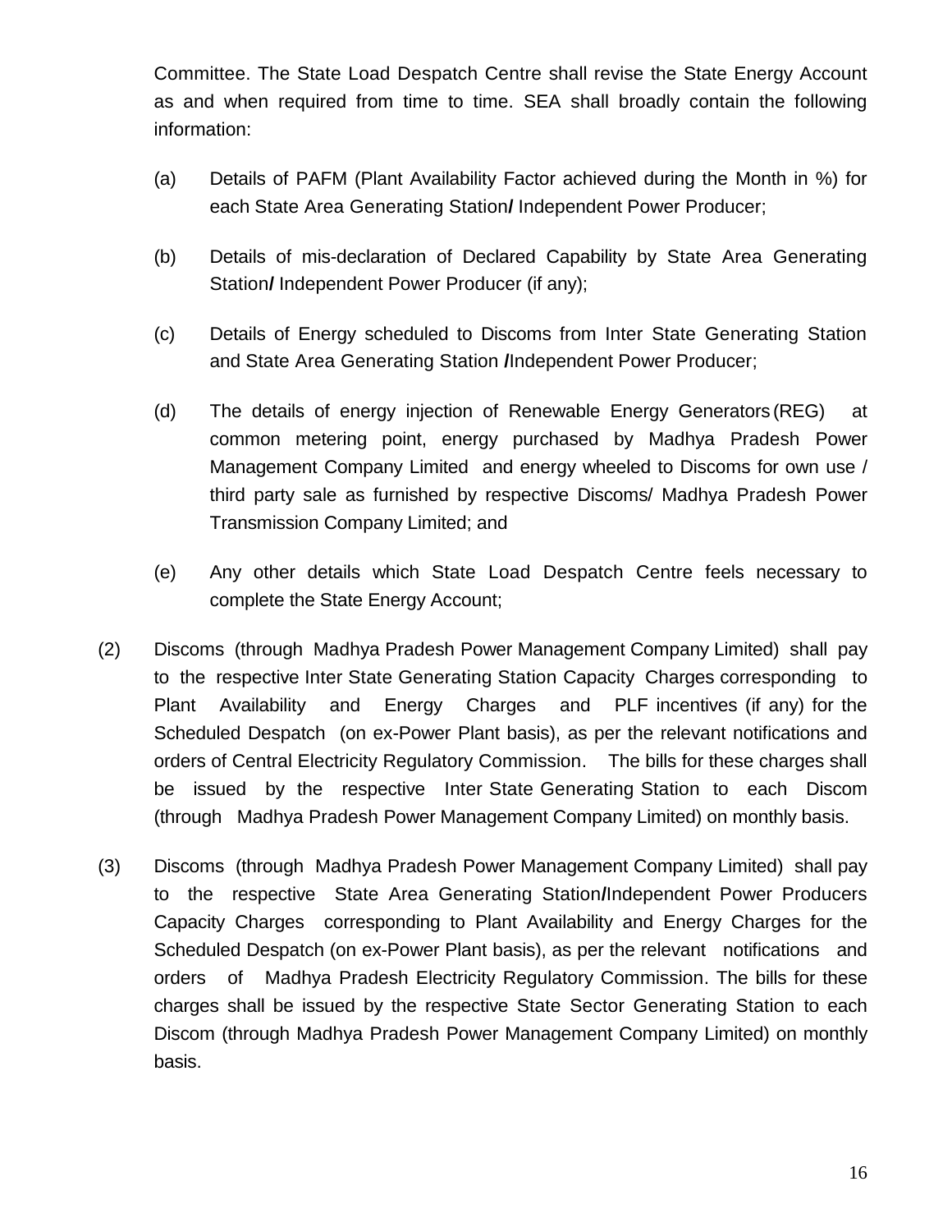Committee. The State Load Despatch Centre shall revise the State Energy Account as and when required from time to time. SEA shall broadly contain the following information:

(a) Details of PAFM (Plant Availability Factor achieved during the Month in %) for each State Area Generating Station**/** Independent Power Producer;

(b) Details of mis-declaration of Declared Capability by State Area Generating Station**/** Independent Power Producer (if any);

(c) Details of Energy scheduled to Discoms from Inter State Generating Station and State Area Generating Station **/**Independent Power Producer;

(d) The details of energy injection of Renewable Energy Generators (REG) at common metering point, energy purchased by Madhya Pradesh Power Management Company Limited and energy wheeled to Discoms for own use / third party sale as furnished by respective Discoms/ Madhya Pradesh Power Transmission Company Limited; and

(e) Any other details which State Load Despatch Centre feels necessary to complete the State Energy Account;

(2) Discoms (through Madhya Pradesh Power Management Company Limited) shall pay to the respective Inter State Generating Station Capacity Charges corresponding to Plant Availability and Energy Charges and PLF incentives (if any) for the Scheduled Despatch (on ex-Power Plant basis), as per the relevant notifications and orders of Central Electricity Regulatory Commission. The bills for these charges shall be issued by the respective Inter State Generating Station to each Discom (through Madhya Pradesh Power Management Company Limited) on monthly basis.

(3) Discoms (through Madhya Pradesh Power Management Company Limited) shall pay to the respective State Area Generating Station**/**Independent Power Producers Capacity Charges corresponding to Plant Availability and Energy Charges for the Scheduled Despatch (on ex-Power Plant basis), as per the relevant notifications and orders of Madhya Pradesh Electricity Regulatory Commission. The bills for these charges shall be issued by the respective State Sector Generating Station to each Discom (through Madhya Pradesh Power Management Company Limited) on monthly basis.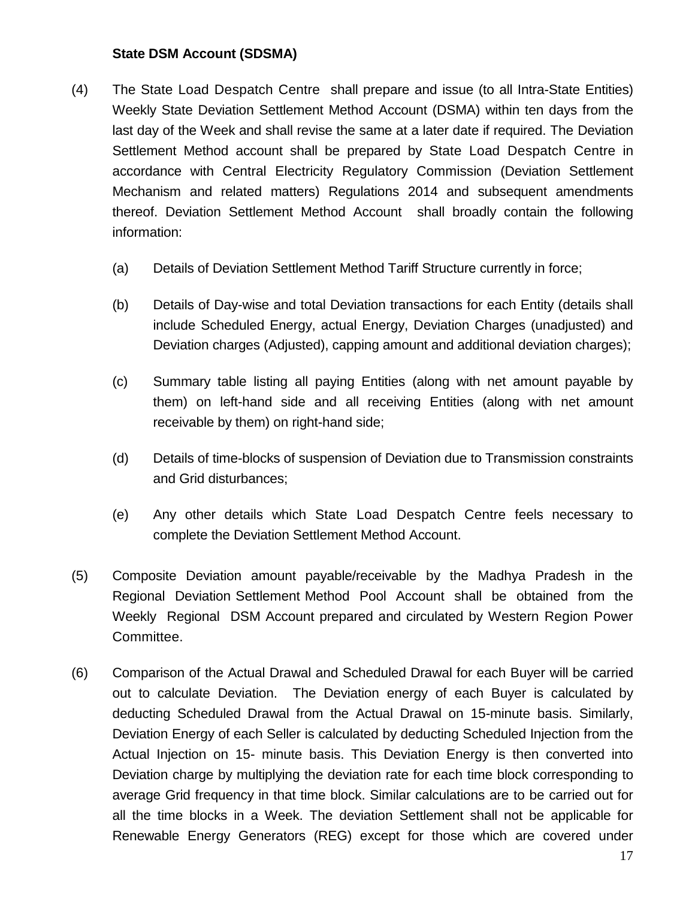**State DSM Account (SDSMA)**

(4) The State Load Despatch Centre shall prepare and issue (to all Intra-State Entities) Weekly State Deviation Settlement Method Account (DSMA) within ten days from the last day of the Week and shall revise the same at a later date if required. The Deviation Settlement Method account shall be prepared by State Load Despatch Centre in accordance with Central Electricity Regulatory Commission (Deviation Settlement Mechanism and related matters) Regulations 2014 and subsequent amendments thereof. Deviation Settlement Method Account shall broadly contain the following information:

  (a) Details of Deviation Settlement Method Tariff Structure currently in force;

  (b) Details of Day-wise and total Deviation transactions for each Entity (details shall include Scheduled Energy, actual Energy, Deviation Charges (unadjusted) and Deviation charges (Adjusted), capping amount and additional deviation charges);

  (c) Summary table listing all paying Entities (along with net amount payable by them) on left-hand side and all receiving Entities (along with net amount receivable by them) on right-hand side;

  (d) Details of time-blocks of suspension of Deviation due to Transmission constraints and Grid disturbances;

  (e) Any other details which State Load Despatch Centre feels necessary to complete the Deviation Settlement Method Account.

(5) Composite Deviation amount payable/receivable by the Madhya Pradesh in the Regional Deviation Settlement Method Pool Account shall be obtained from the Weekly Regional DSM Account prepared and circulated by Western Region Power Committee.

(6) Comparison of the Actual Drawal and Scheduled Drawal for each Buyer will be carried out to calculate Deviation. The Deviation energy of each Buyer is calculated by deducting Scheduled Drawal from the Actual Drawal on 15-minute basis. Similarly, Deviation Energy of each Seller is calculated by deducting Scheduled Injection from the Actual Injection on 15- minute basis. This Deviation Energy is then converted into Deviation charge by multiplying the deviation rate for each time block corresponding to average Grid frequency in that time block. Similar calculations are to be carried out for all the time blocks in a Week. The deviation Settlement shall not be applicable for Renewable Energy Generators (REG) except for those which are covered under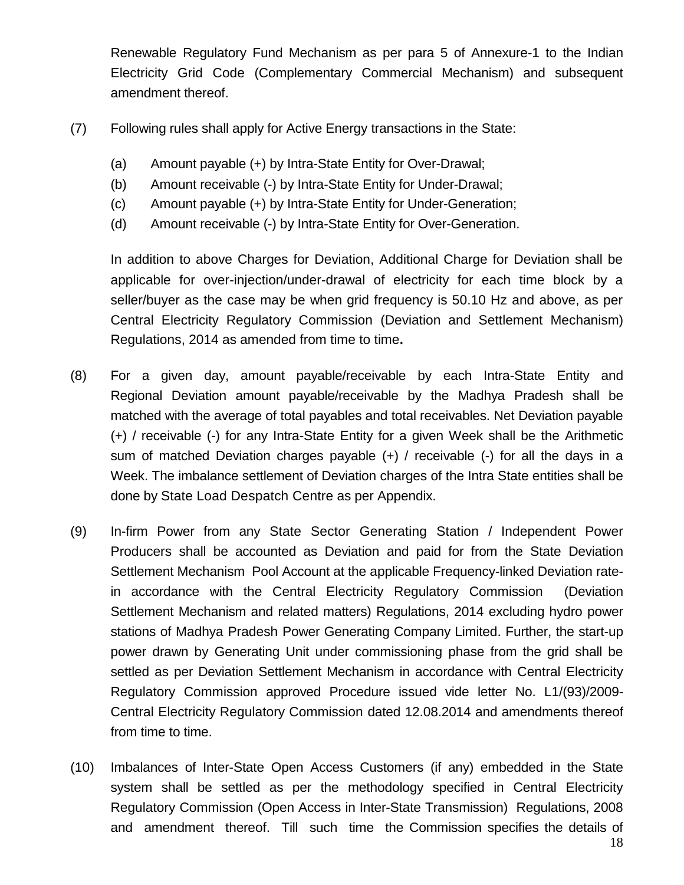Renewable Regulatory Fund Mechanism as per para 5 of Annexure-1 to the Indian Electricity Grid Code (Complementary Commercial Mechanism) and subsequent amendment thereof.

(7) Following rules shall apply for Active Energy transactions in the State:

(a) Amount payable (+) by Intra-State Entity for Over-Drawal;
(b) Amount receivable (-) by Intra-State Entity for Under-Drawal;
(c) Amount payable (+) by Intra-State Entity for Under-Generation;
(d) Amount receivable (-) by Intra-State Entity for Over-Generation.

In addition to above Charges for Deviation, Additional Charge for Deviation shall be applicable for over-injection/under-drawal of electricity for each time block by a seller/buyer as the case may be when grid frequency is 50.10 Hz and above, as per Central Electricity Regulatory Commission (Deviation and Settlement Mechanism) Regulations, 2014 as amended from time to time**.**

(8) For a given day, amount payable/receivable by each Intra-State Entity and Regional Deviation amount payable/receivable by the Madhya Pradesh shall be matched with the average of total payables and total receivables. Net Deviation payable (+) / receivable (-) for any Intra-State Entity for a given Week shall be the Arithmetic sum of matched Deviation charges payable (+) / receivable (-) for all the days in a Week. The imbalance settlement of Deviation charges of the Intra State entities shall be done by State Load Despatch Centre as per Appendix.

(9) In-firm Power from any State Sector Generating Station / Independent Power Producers shall be accounted as Deviation and paid for from the State Deviation Settlement Mechanism Pool Account at the applicable Frequency-linked Deviation rate- in accordance with the Central Electricity Regulatory Commission (Deviation Settlement Mechanism and related matters) Regulations, 2014 excluding hydro power stations of Madhya Pradesh Power Generating Company Limited. Further, the start-up power drawn by Generating Unit under commissioning phase from the grid shall be settled as per Deviation Settlement Mechanism in accordance with Central Electricity Regulatory Commission approved Procedure issued vide letter No. L1/(93)/2009-Central Electricity Regulatory Commission dated 12.08.2014 and amendments thereof from time to time.

(10) Imbalances of Inter-State Open Access Customers (if any) embedded in the State system shall be settled as per the methodology specified in Central Electricity Regulatory Commission (Open Access in Inter-State Transmission) Regulations, 2008 and amendment thereof. Till such time the Commission specifies the details of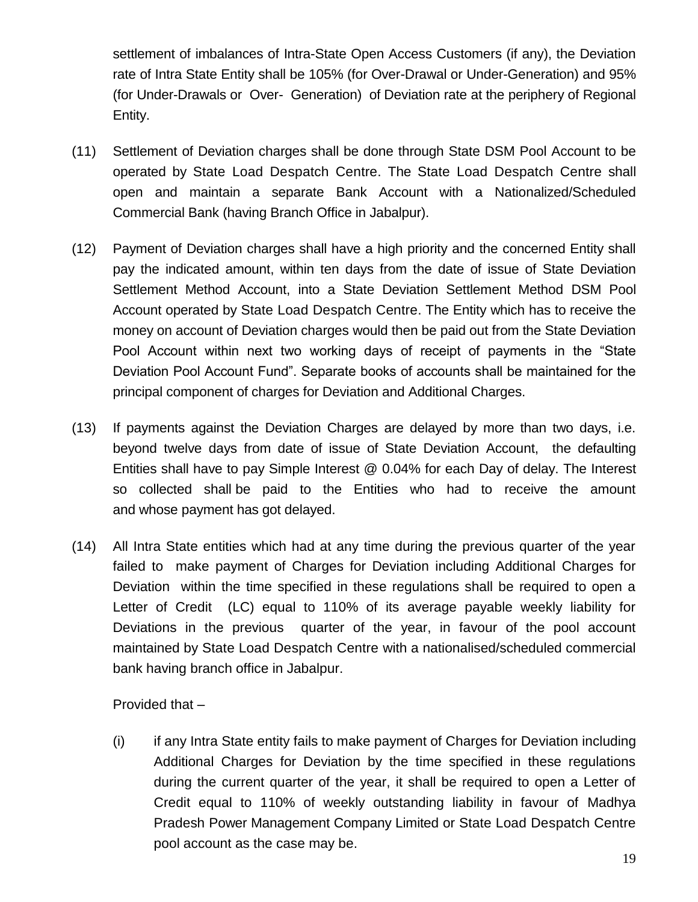settlement of imbalances of Intra-State Open Access Customers (if any), the Deviation rate of Intra State Entity shall be 105% (for Over-Drawal or Under-Generation) and 95% (for Under-Drawals or Over- Generation) of Deviation rate at the periphery of Regional Entity.

(11) Settlement of Deviation charges shall be done through State DSM Pool Account to be operated by State Load Despatch Centre. The State Load Despatch Centre shall open and maintain a separate Bank Account with a Nationalized/Scheduled Commercial Bank (having Branch Office in Jabalpur).

(12) Payment of Deviation charges shall have a high priority and the concerned Entity shall pay the indicated amount, within ten days from the date of issue of State Deviation Settlement Method Account, into a State Deviation Settlement Method DSM Pool Account operated by State Load Despatch Centre. The Entity which has to receive the money on account of Deviation charges would then be paid out from the State Deviation Pool Account within next two working days of receipt of payments in the "State Deviation Pool Account Fund". Separate books of accounts shall be maintained for the principal component of charges for Deviation and Additional Charges.

(13) If payments against the Deviation Charges are delayed by more than two days, i.e. beyond twelve days from date of issue of State Deviation Account, the defaulting Entities shall have to pay Simple Interest @ 0.04% for each Day of delay. The Interest so collected shall be paid to the Entities who had to receive the amount and whose payment has got delayed.

(14) All Intra State entities which had at any time during the previous quarter of the year failed to make payment of Charges for Deviation including Additional Charges for Deviation within the time specified in these regulations shall be required to open a Letter of Credit (LC) equal to 110% of its average payable weekly liability for Deviations in the previous quarter of the year, in favour of the pool account maintained by State Load Despatch Centre with a nationalised/scheduled commercial bank having branch office in Jabalpur.

Provided that –

(i) if any Intra State entity fails to make payment of Charges for Deviation including Additional Charges for Deviation by the time specified in these regulations during the current quarter of the year, it shall be required to open a Letter of Credit equal to 110% of weekly outstanding liability in favour of Madhya Pradesh Power Management Company Limited or State Load Despatch Centre pool account as the case may be.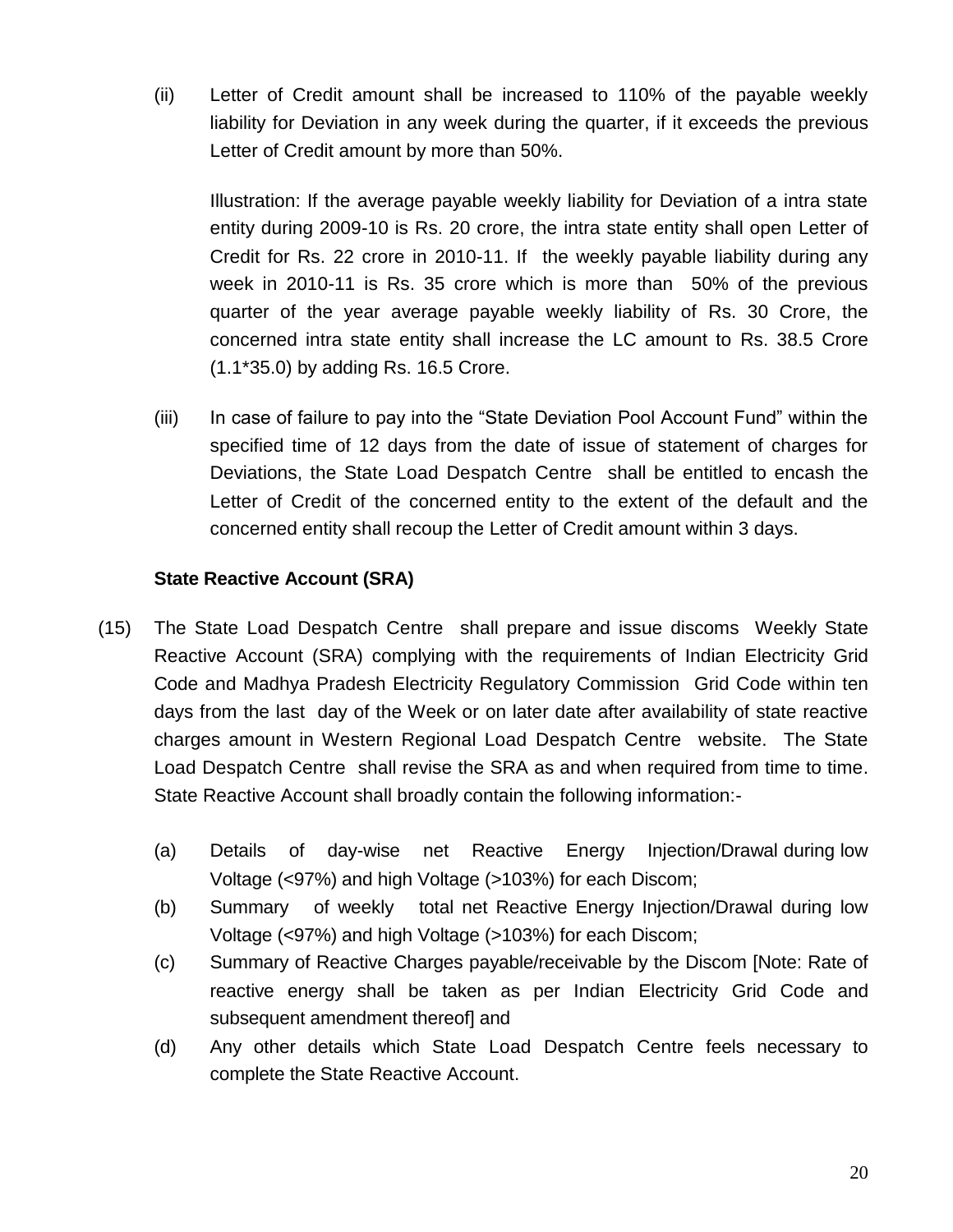(ii) Letter of Credit amount shall be increased to 110% of the payable weekly liability for Deviation in any week during the quarter, if it exceeds the previous Letter of Credit amount by more than 50%.

Illustration: If the average payable weekly liability for Deviation of a intra state entity during 2009-10 is Rs. 20 crore, the intra state entity shall open Letter of Credit for Rs. 22 crore in 2010-11. If the weekly payable liability during any week in 2010-11 is Rs. 35 crore which is more than 50% of the previous quarter of the year average payable weekly liability of Rs. 30 Crore, the concerned intra state entity shall increase the LC amount to Rs. 38.5 Crore (1.1*35.0) by adding Rs. 16.5 Crore.

(iii) In case of failure to pay into the "State Deviation Pool Account Fund" within the specified time of 12 days from the date of issue of statement of charges for Deviations, the State Load Despatch Centre shall be entitled to encash the Letter of Credit of the concerned entity to the extent of the default and the concerned entity shall recoup the Letter of Credit amount within 3 days.

**State Reactive Account (SRA)**

(15) The State Load Despatch Centre shall prepare and issue discoms Weekly State Reactive Account (SRA) complying with the requirements of Indian Electricity Grid Code and Madhya Pradesh Electricity Regulatory Commission Grid Code within ten days from the last day of the Week or on later date after availability of state reactive charges amount in Western Regional Load Despatch Centre website. The State Load Despatch Centre shall revise the SRA as and when required from time to time. State Reactive Account shall broadly contain the following information:-

(a) Details of day-wise net Reactive Energy Injection/Drawal during low Voltage (<97%) and high Voltage (>103%) for each Discom;

(b) Summary of weekly total net Reactive Energy Injection/Drawal during low Voltage (<97%) and high Voltage (>103%) for each Discom;

(c) Summary of Reactive Charges payable/receivable by the Discom [Note: Rate of reactive energy shall be taken as per Indian Electricity Grid Code and subsequent amendment thereof] and

(d) Any other details which State Load Despatch Centre feels necessary to complete the State Reactive Account.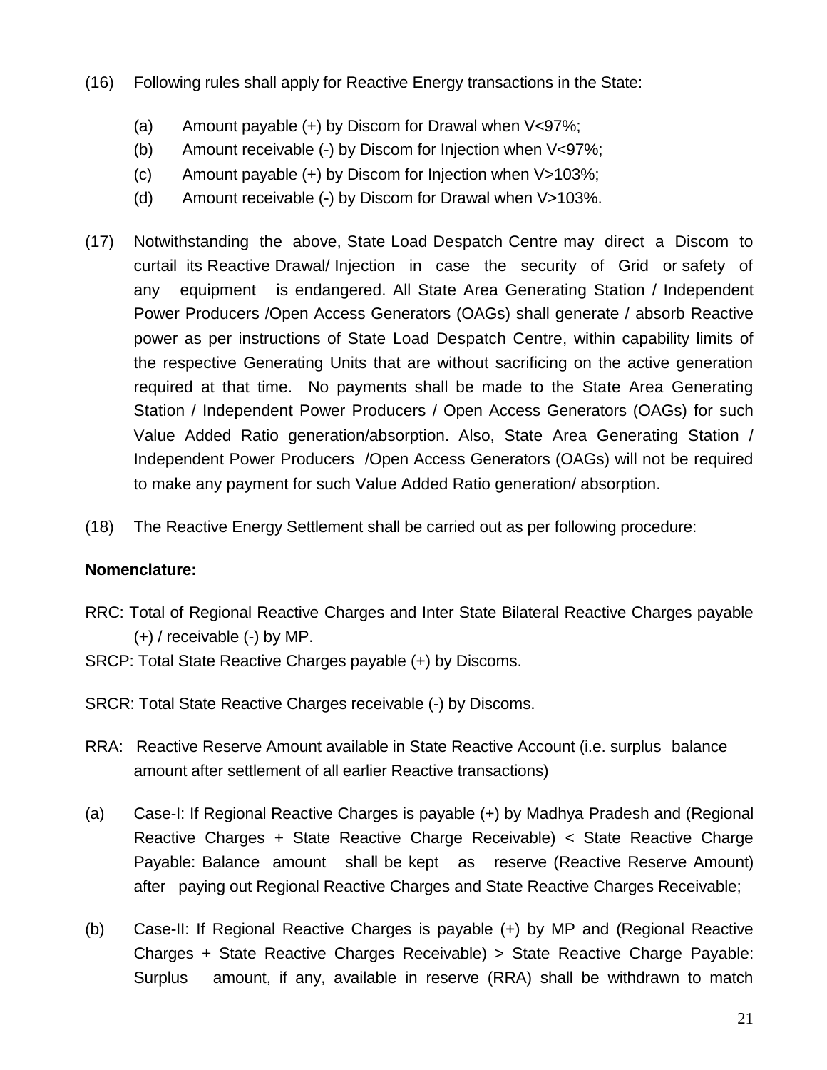(16) Following rules shall apply for Reactive Energy transactions in the State:

(a) Amount payable (+) by Discom for Drawal when V<97%;
(b) Amount receivable (-) by Discom for Injection when V<97%;
(c) Amount payable (+) by Discom for Injection when V>103%;
(d) Amount receivable (-) by Discom for Drawal when V>103%.

(17) Notwithstanding the above, State Load Despatch Centre may direct a Discom to curtail its Reactive Drawal/ Injection in case the security of Grid or safety of any equipment is endangered. All State Area Generating Station / Independent Power Producers /Open Access Generators (OAGs) shall generate / absorb Reactive power as per instructions of State Load Despatch Centre, within capability limits of the respective Generating Units that are without sacrificing on the active generation required at that time. No payments shall be made to the State Area Generating Station / Independent Power Producers / Open Access Generators (OAGs) for such Value Added Ratio generation/absorption. Also, State Area Generating Station / Independent Power Producers /Open Access Generators (OAGs) will not be required to make any payment for such Value Added Ratio generation/ absorption.

(18) The Reactive Energy Settlement shall be carried out as per following procedure:

**Nomenclature:**

RRC: Total of Regional Reactive Charges and Inter State Bilateral Reactive Charges payable (+) / receivable (-) by MP.

SRCP: Total State Reactive Charges payable (+) by Discoms.

SRCR: Total State Reactive Charges receivable (-) by Discoms.

RRA: Reactive Reserve Amount available in State Reactive Account (i.e. surplus balance amount after settlement of all earlier Reactive transactions)

(a) Case-I: If Regional Reactive Charges is payable (+) by Madhya Pradesh and (Regional Reactive Charges + State Reactive Charge Receivable) < State Reactive Charge Payable: Balance amount shall be kept as reserve (Reactive Reserve Amount) after paying out Regional Reactive Charges and State Reactive Charges Receivable;

(b) Case-II: If Regional Reactive Charges is payable (+) by MP and (Regional Reactive Charges + State Reactive Charges Receivable) > State Reactive Charge Payable: Surplus amount, if any, available in reserve (RRA) shall be withdrawn to match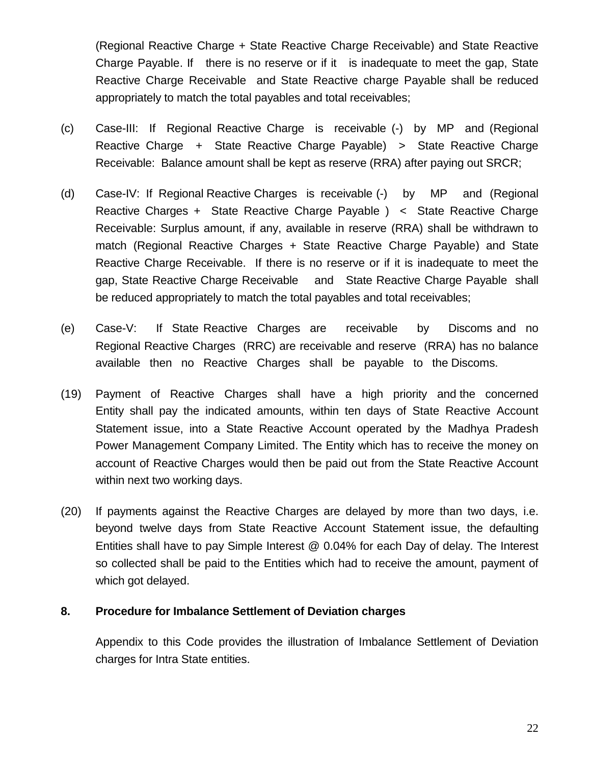(Regional Reactive Charge + State Reactive Charge Receivable) and State Reactive Charge Payable. If there is no reserve or if it is inadequate to meet the gap, State Reactive Charge Receivable and State Reactive charge Payable shall be reduced appropriately to match the total payables and total receivables;

(c) Case-III: If Regional Reactive Charge is receivable (-) by MP and (Regional Reactive Charge + State Reactive Charge Payable) > State Reactive Charge Receivable: Balance amount shall be kept as reserve (RRA) after paying out SRCR;

(d) Case-IV: If Regional Reactive Charges is receivable (-) by MP and (Regional Reactive Charges + State Reactive Charge Payable ) < State Reactive Charge Receivable: Surplus amount, if any, available in reserve (RRA) shall be withdrawn to match (Regional Reactive Charges + State Reactive Charge Payable) and State Reactive Charge Receivable. If there is no reserve or if it is inadequate to meet the gap, State Reactive Charge Receivable and State Reactive Charge Payable shall be reduced appropriately to match the total payables and total receivables;

(e) Case-V: If State Reactive Charges are receivable by Discoms and no Regional Reactive Charges (RRC) are receivable and reserve (RRA) has no balance available then no Reactive Charges shall be payable to the Discoms.

(19) Payment of Reactive Charges shall have a high priority and the concerned Entity shall pay the indicated amounts, within ten days of State Reactive Account Statement issue, into a State Reactive Account operated by the Madhya Pradesh Power Management Company Limited. The Entity which has to receive the money on account of Reactive Charges would then be paid out from the State Reactive Account within next two working days.

(20) If payments against the Reactive Charges are delayed by more than two days, i.e. beyond twelve days from State Reactive Account Statement issue, the defaulting Entities shall have to pay Simple Interest @ 0.04% for each Day of delay. The Interest so collected shall be paid to the Entities which had to receive the amount, payment of which got delayed.

**8. Procedure for Imbalance Settlement of Deviation charges**

Appendix to this Code provides the illustration of Imbalance Settlement of Deviation charges for Intra State entities.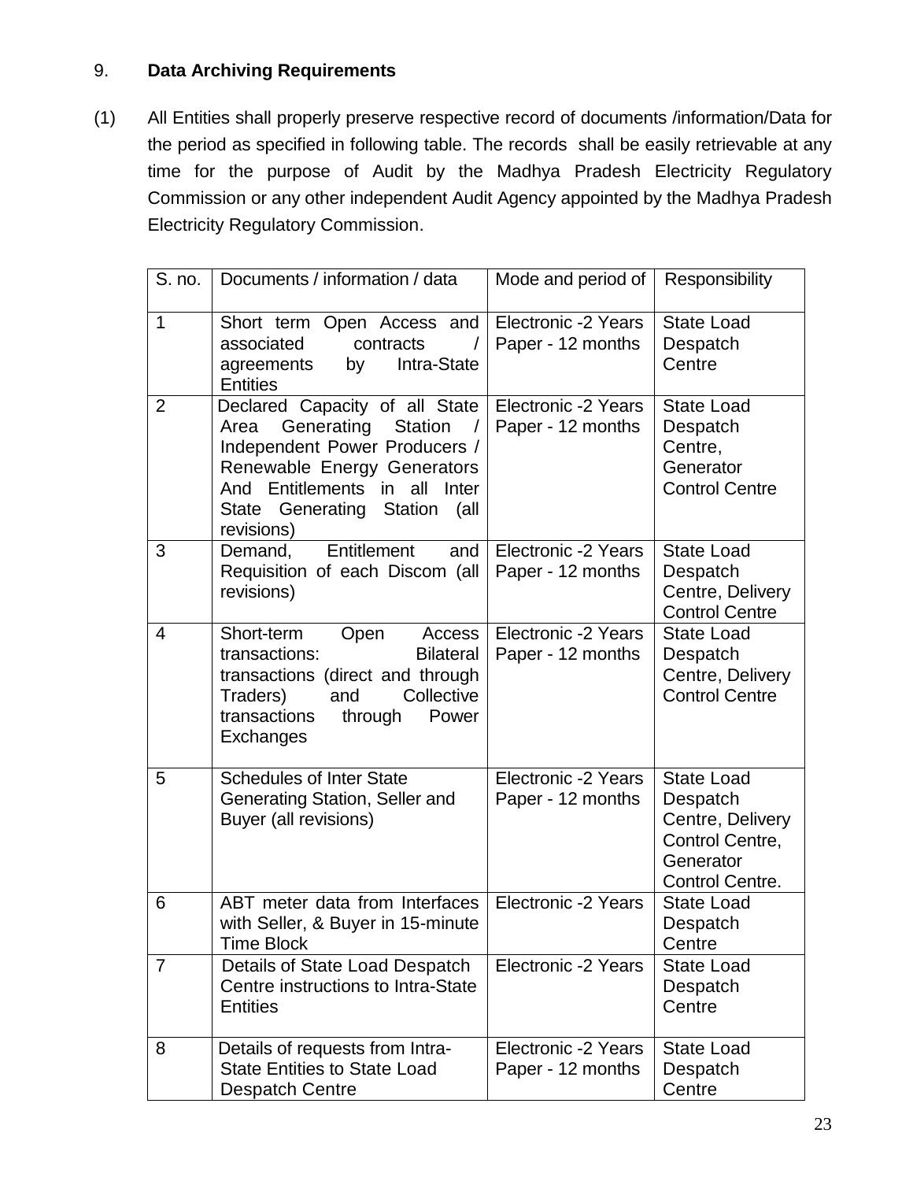## 9. Data Archiving Requirements

(1) All Entities shall properly preserve respective record of documents /information/Data for the period as specified in following table. The records shall be easily retrievable at any time for the purpose of Audit by the Madhya Pradesh Electricity Regulatory Commission or any other independent Audit Agency appointed by the Madhya Pradesh Electricity Regulatory Commission.

| S. no. | Documents / information / data | Mode and period of | Responsibility |
|---|---|---|---|
| 1 | Short term Open Access and associated contracts / agreements by Intra-State Entities | Electronic -2 Years Paper - 12 months | State Load Despatch Centre |
| 2 | Declared Capacity of all State Area Generating Station / Independent Power Producers / Renewable Energy Generators And Entitlements in all Inter State Generating Station (all revisions) | Electronic -2 Years Paper - 12 months | State Load Despatch Centre, Generator Control Centre |
| 3 | Demand, Entitlement and Requisition of each Discom (all revisions) | Electronic -2 Years Paper - 12 months | State Load Despatch Centre, Delivery Control Centre |
| 4 | Short-term Open Access transactions: Bilateral transactions (direct and through Traders) and Collective transactions through Power Exchanges | Electronic -2 Years Paper - 12 months | State Load Despatch Centre, Delivery Control Centre |
| 5 | Schedules of Inter State Generating Station, Seller and Buyer (all revisions) | Electronic -2 Years Paper - 12 months | State Load Despatch Centre, Delivery Control Centre, Generator Control Centre. |
| 6 | ABT meter data from Interfaces with Seller, & Buyer in 15-minute Time Block | Electronic -2 Years | State Load Despatch Centre |
| 7 | Details of State Load Despatch Centre instructions to Intra-State Entities | Electronic -2 Years | State Load Despatch Centre |
| 8 | Details of requests from Intra-State Entities to State Load Despatch Centre | Electronic -2 Years Paper - 12 months | State Load Despatch Centre |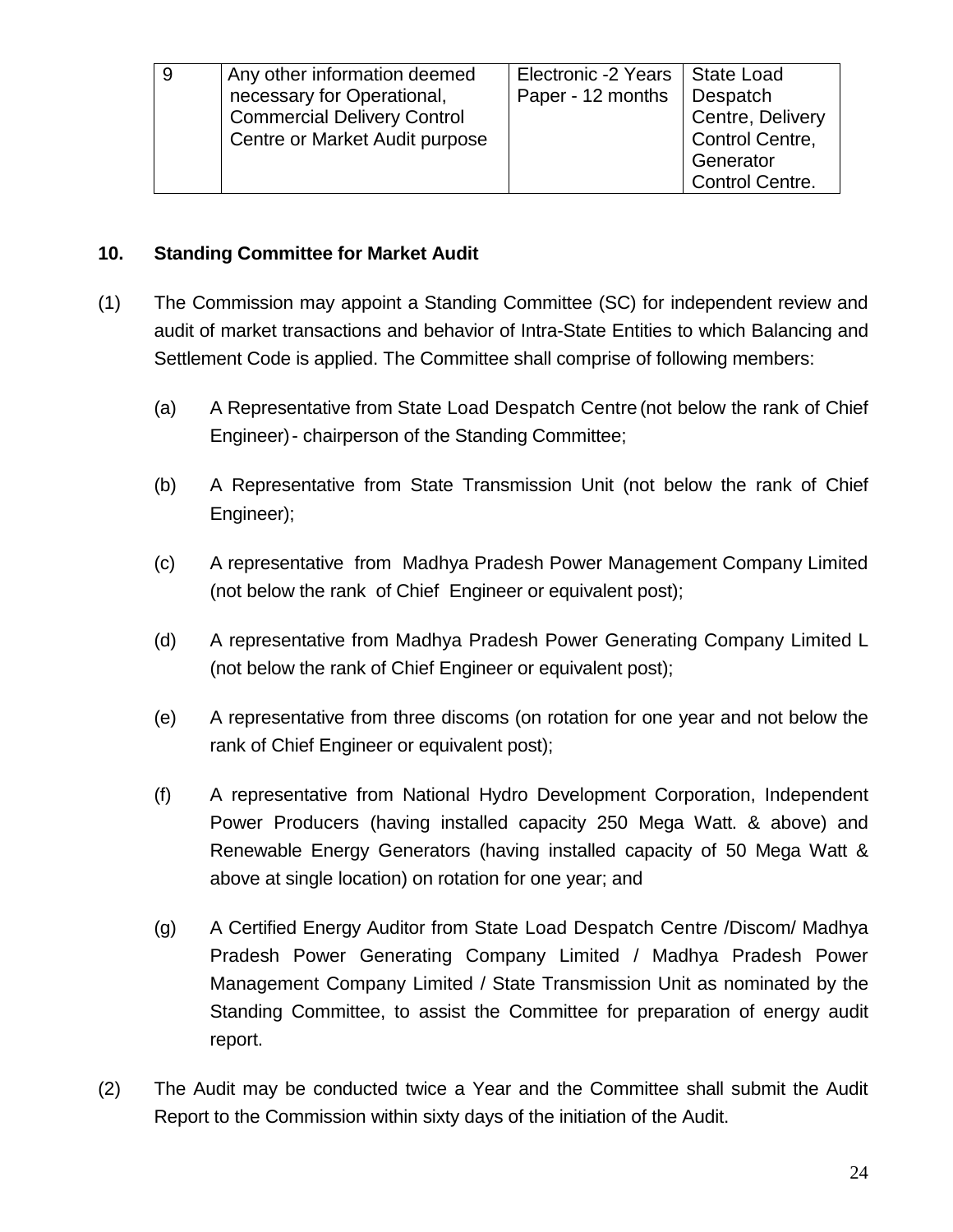| 9 | Any other information deemed necessary for Operational, Commercial Delivery Control Centre or Market Audit purpose | Electronic -2 Years Paper - 12 months | State Load Despatch Centre, Delivery Control Centre, Generator Control Centre. |
|---|---|---|---|

**10. Standing Committee for Market Audit**

(1) The Commission may appoint a Standing Committee (SC) for independent review and audit of market transactions and behavior of Intra-State Entities to which Balancing and Settlement Code is applied. The Committee shall comprise of following members:

(a) A Representative from State Load Despatch Centre (not below the rank of Chief Engineer) - chairperson of the Standing Committee;

(b) A Representative from State Transmission Unit (not below the rank of Chief Engineer);

(c) A representative from Madhya Pradesh Power Management Company Limited (not below the rank of Chief Engineer or equivalent post);

(d) A representative from Madhya Pradesh Power Generating Company Limited L (not below the rank of Chief Engineer or equivalent post);

(e) A representative from three discoms (on rotation for one year and not below the rank of Chief Engineer or equivalent post);

(f) A representative from National Hydro Development Corporation, Independent Power Producers (having installed capacity 250 Mega Watt. & above) and Renewable Energy Generators (having installed capacity of 50 Mega Watt & above at single location) on rotation for one year; and

(g) A Certified Energy Auditor from State Load Despatch Centre /Discom/ Madhya Pradesh Power Generating Company Limited / Madhya Pradesh Power Management Company Limited / State Transmission Unit as nominated by the Standing Committee, to assist the Committee for preparation of energy audit report.

(2) The Audit may be conducted twice a Year and the Committee shall submit the Audit Report to the Commission within sixty days of the initiation of the Audit.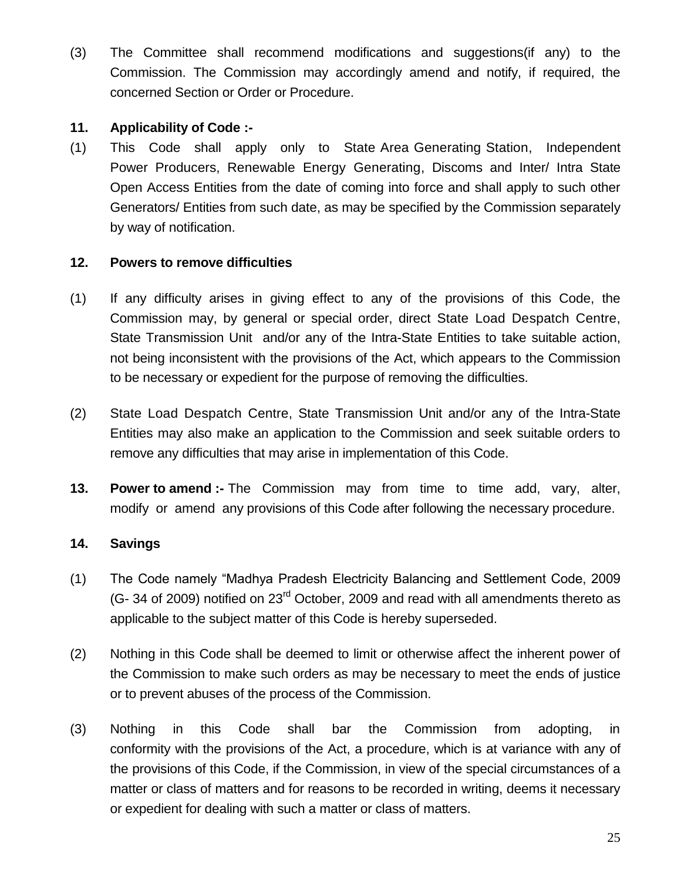(3) The Committee shall recommend modifications and suggestions(if any) to the Commission. The Commission may accordingly amend and notify, if required, the concerned Section or Order or Procedure.

**11. Applicability of Code :-**

(1) This Code shall apply only to State Area Generating Station, Independent Power Producers, Renewable Energy Generating, Discoms and Inter/ Intra State Open Access Entities from the date of coming into force and shall apply to such other Generators/ Entities from such date, as may be specified by the Commission separately by way of notification.

**12. Powers to remove difficulties**

(1) If any difficulty arises in giving effect to any of the provisions of this Code, the Commission may, by general or special order, direct State Load Despatch Centre, State Transmission Unit and/or any of the Intra-State Entities to take suitable action, not being inconsistent with the provisions of the Act, which appears to the Commission to be necessary or expedient for the purpose of removing the difficulties.

(2) State Load Despatch Centre, State Transmission Unit and/or any of the Intra-State Entities may also make an application to the Commission and seek suitable orders to remove any difficulties that may arise in implementation of this Code.

**13. Power to amend :-** The Commission may from time to time add, vary, alter, modify or amend any provisions of this Code after following the necessary procedure.

**14. Savings**

(1) The Code namely "Madhya Pradesh Electricity Balancing and Settlement Code, 2009 (G- 34 of 2009) notified on 23rd October, 2009 and read with all amendments thereto as applicable to the subject matter of this Code is hereby superseded.

(2) Nothing in this Code shall be deemed to limit or otherwise affect the inherent power of the Commission to make such orders as may be necessary to meet the ends of justice or to prevent abuses of the process of the Commission.

(3) Nothing in this Code shall bar the Commission from adopting, in conformity with the provisions of the Act, a procedure, which is at variance with any of the provisions of this Code, if the Commission, in view of the special circumstances of a matter or class of matters and for reasons to be recorded in writing, deems it necessary or expedient for dealing with such a matter or class of matters.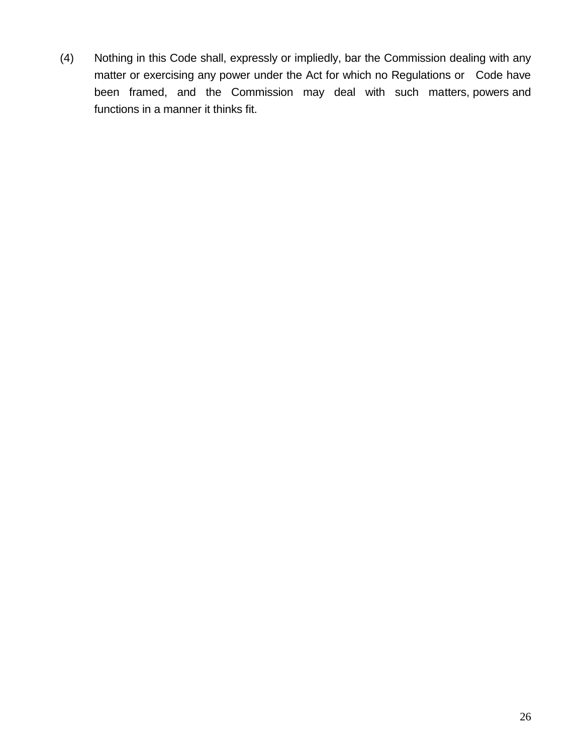(4) Nothing in this Code shall, expressly or impliedly, bar the Commission dealing with any matter or exercising any power under the Act for which no Regulations or Code have been framed, and the Commission may deal with such matters, powers and functions in a manner it thinks fit.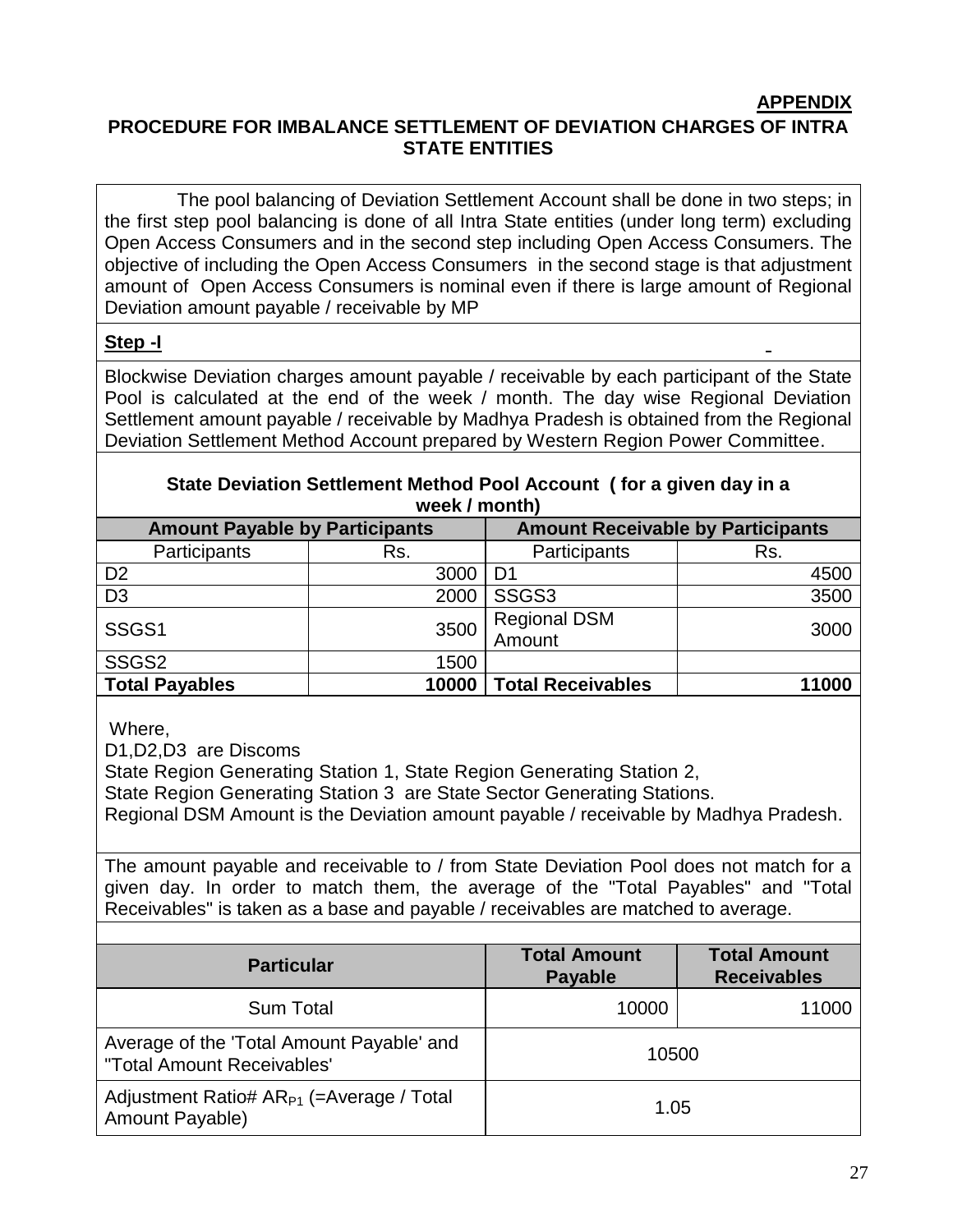**APPENDIX**

## PROCEDURE FOR IMBALANCE SETTLEMENT OF DEVIATION CHARGES OF INTRA STATE ENTITIES

The pool balancing of Deviation Settlement Account shall be done in two steps; in the first step pool balancing is done of all Intra State entities (under long term) excluding Open Access Consumers and in the second step including Open Access Consumers. The objective of including the Open Access Consumers in the second stage is that adjustment amount of Open Access Consumers is nominal even if there is large amount of Regional Deviation amount payable / receivable by MP

**Step -I**

Blockwise Deviation charges amount payable / receivable by each participant of the State Pool is calculated at the end of the week / month. The day wise Regional Deviation Settlement amount payable / receivable by Madhya Pradesh is obtained from the Regional Deviation Settlement Method Account prepared by Western Region Power Committee.

**State Deviation Settlement Method Pool Account ( for a given day in a week / month)**

| Amount Payable by Participants | | Amount Receivable by Participants | |
|---|---|---|---|
| Participants | Rs. | Participants | Rs. |
| D2 | 3000 | D1 | 4500 |
| D3 | 2000 | SSGS3 | 3500 |
| SSGS1 | 3500 | Regional DSM Amount | 3000 |
| SSGS2 | 1500 | | |
| **Total Payables** | **10000** | **Total Receivables** | **11000** |

Where,
D1,D2,D3 are Discoms
State Region Generating Station 1, State Region Generating Station 2,
State Region Generating Station 3 are State Sector Generating Stations.
Regional DSM Amount is the Deviation amount payable / receivable by Madhya Pradesh.

The amount payable and receivable to / from State Deviation Pool does not match for a given day. In order to match them, the average of the "Total Payables" and "Total Receivables" is taken as a base and payable / receivables are matched to average.

| Particular | Total Amount Payable | Total Amount Receivables |
|---|---|---|
| Sum Total | 10000 | 11000 |
| Average of the 'Total Amount Payable' and "Total Amount Receivables' | 10500 | |
| Adjustment Ratio# $AR_{P1}$ (=Average / Total Amount Payable) | 1.05 | |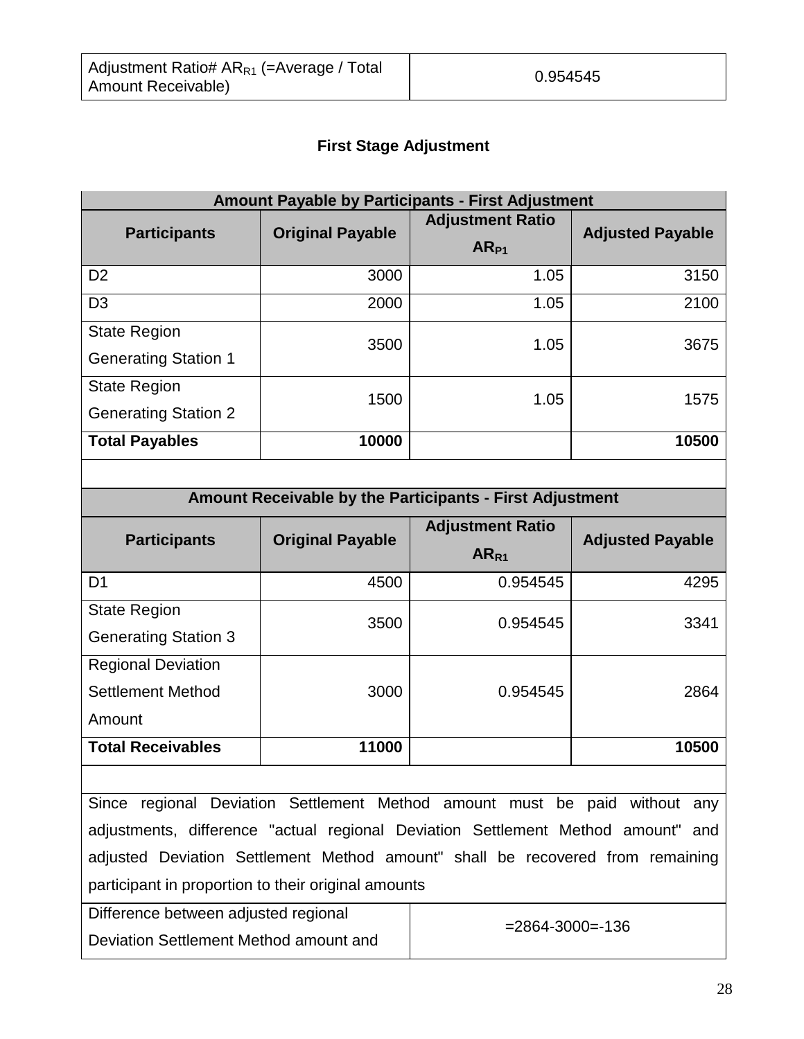| Adjustment Ratio# $AR_{R1}$ (=Average / Total Amount Receivable) | 0.954545 |
|---|---|

### First Stage Adjustment

| Amount Payable by Participants - First Adjustment | | | |
|---|---|---|---|
| **Participants** | **Original Payable** | **Adjustment Ratio $AR_{P1}$** | **Adjusted Payable** |
| D2 | 3000 | 1.05 | 3150 |
| D3 | 2000 | 1.05 | 2100 |
| State Region Generating Station 1 | 3500 | 1.05 | 3675 |
| State Region Generating Station 2 | 1500 | 1.05 | 1575 |
| **Total Payables** | **10000** | | **10500** |

| Amount Receivable by the Participants - First Adjustment | | | |
|---|---|---|---|
| **Participants** | **Original Payable** | **Adjustment Ratio $AR_{R1}$** | **Adjusted Payable** |
| D1 | 4500 | 0.954545 | 4295 |
| State Region Generating Station 3 | 3500 | 0.954545 | 3341 |
| Regional Deviation Settlement Method Amount | 3000 | 0.954545 | 2864 |
| **Total Receivables** | **11000** | | **10500** |

Since regional Deviation Settlement Method amount must be paid without any adjustments, difference "actual regional Deviation Settlement Method amount" and adjusted Deviation Settlement Method amount" shall be recovered from remaining participant in proportion to their original amounts

| Difference between adjusted regional Deviation Settlement Method amount and | =2864-3000=-136 |
|---|---|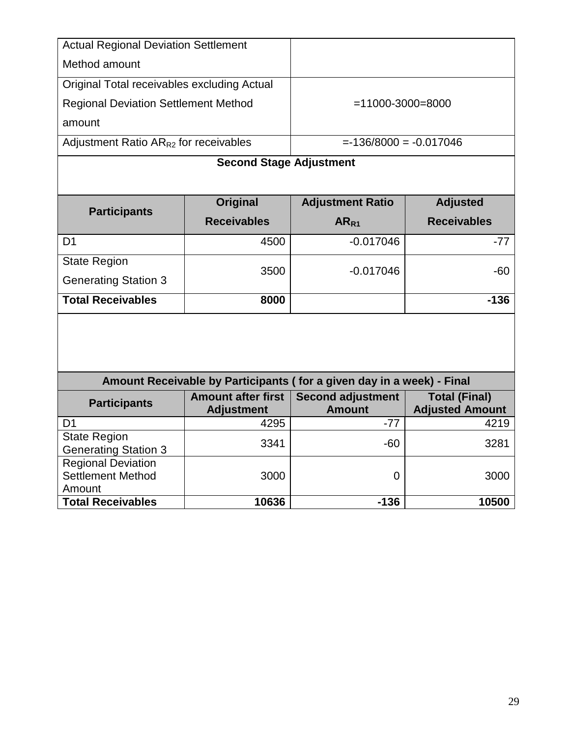| | |
|---|---|
| Actual Regional Deviation Settlement Method amount | |
| Original Total receivables excluding Actual Regional Deviation Settlement Method amount | =11000-3000=8000 |
| Adjustment Ratio $AR_{R2}$ for receivables | =-136/8000 = -0.017046 |

**Second Stage Adjustment**

| Participants | Original Receivables | Adjustment Ratio $AR_{R1}$ | Adjusted Receivables |
|---|---|---|---|
| D1 | 4500 | -0.017046 | -77 |
| State Region Generating Station 3 | 3500 | -0.017046 | -60 |
| **Total Receivables** | **8000** | | **-136** |

**Amount Receivable by Participants ( for a given day in a week) - Final**

| Participants | Amount after first Adjustment | Second adjustment Amount | Total (Final) Adjusted Amount |
|---|---|---|---|
| D1 | 4295 | -77 | 4219 |
| State Region Generating Station 3 | 3341 | -60 | 3281 |
| Regional Deviation Settlement Method Amount | 3000 | 0 | 3000 |
| **Total Receivables** | **10636** | **-136** | **10500** |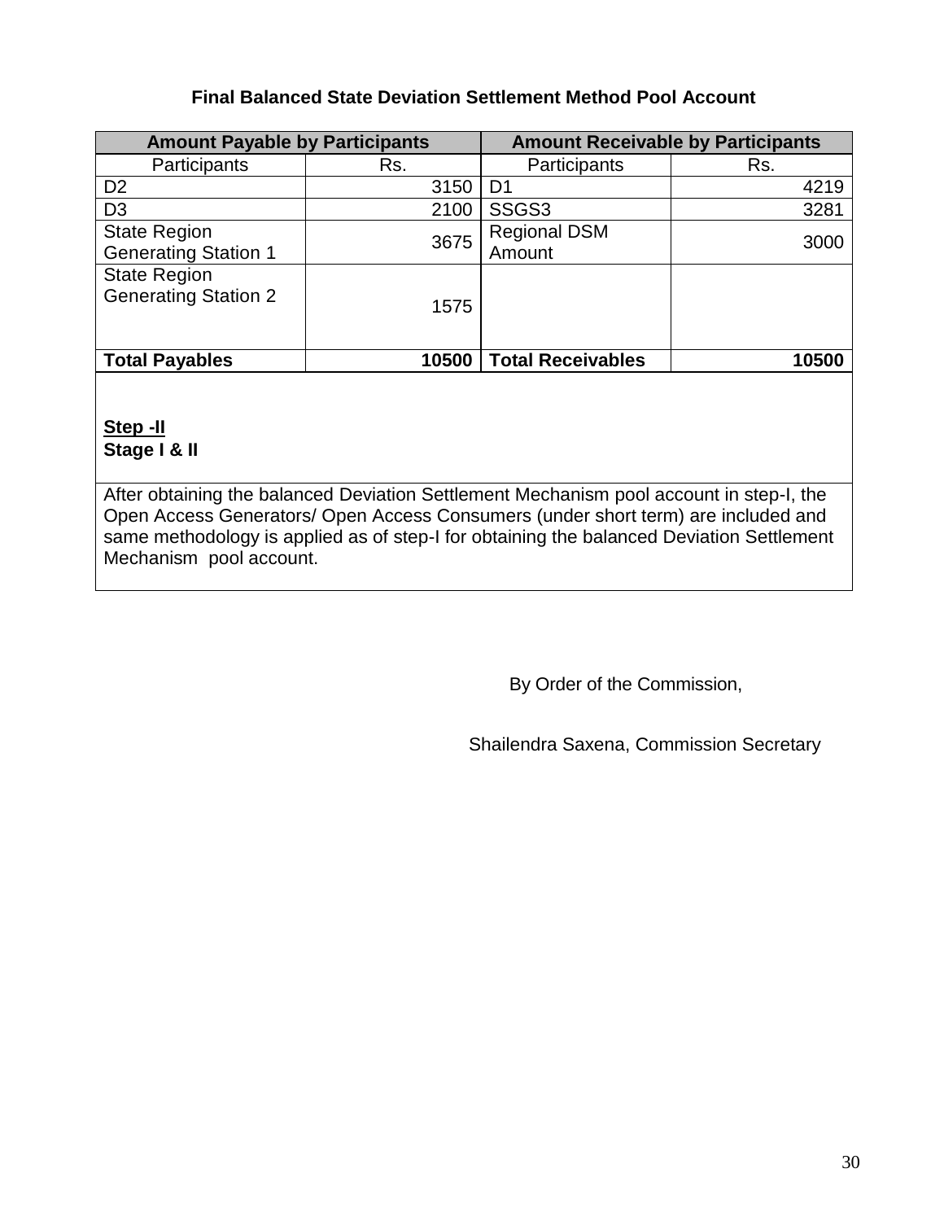**Final Balanced State Deviation Settlement Method Pool Account**

| Amount Payable by Participants | | Amount Receivable by Participants | |
|---|---|---|---|
| Participants | Rs. | Participants | Rs. |
| D2 | 3150 | D1 | 4219 |
| D3 | 2100 | SSGS3 | 3281 |
| State Region Generating Station 1 | 3675 | Regional DSM Amount | 3000 |
| State Region Generating Station 2 | 1575 | | |
| **Total Payables** | **10500** | **Total Receivables** | **10500** |

**Step -II**

**Stage I & II**

After obtaining the balanced Deviation Settlement Mechanism pool account in step-I, the Open Access Generators/ Open Access Consumers (under short term) are included and same methodology is applied as of step-I for obtaining the balanced Deviation Settlement Mechanism pool account.

By Order of the Commission,

Shailendra Saxena, Commission Secretary